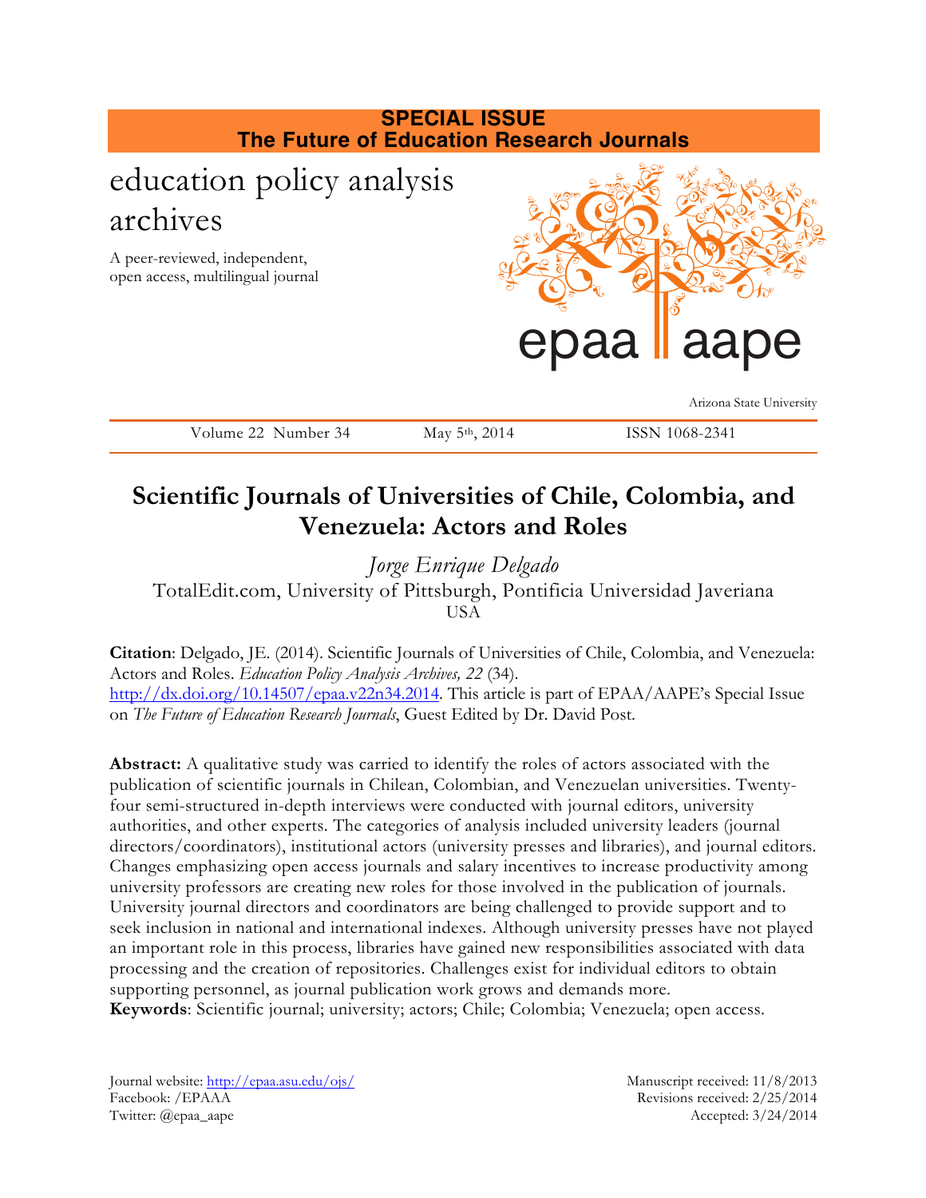**SPECIAL ISSUE**
**The Future of Education Research Journals**

education policy analysis archives

A peer-reviewed, independent, open access, multilingual journal

epaa aape

Arizona State University

Volume 22 Number 34 May 5th, 2014 ISSN 1068-2341

# Scientific Journals of Universities of Chile, Colombia, and Venezuela: Actors and Roles

*Jorge Enrique Delgado*
TotalEdit.com, University of Pittsburgh, Pontificia Universidad Javeriana
USA

**Citation**: Delgado, JE. (2014). Scientific Journals of Universities of Chile, Colombia, and Venezuela: Actors and Roles. *Education Policy Analysis Archives, 22* (34). http://dx.doi.org/10.14507/epaa.v22n34.2014. This article is part of EPAA/AAPE's Special Issue on *The Future of Education Research Journals*, Guest Edited by Dr. David Post.

**Abstract:** A qualitative study was carried to identify the roles of actors associated with the publication of scientific journals in Chilean, Colombian, and Venezuelan universities. Twenty-four semi-structured in-depth interviews were conducted with journal editors, university authorities, and other experts. The categories of analysis included university leaders (journal directors/coordinators), institutional actors (university presses and libraries), and journal editors. Changes emphasizing open access journals and salary incentives to increase productivity among university professors are creating new roles for those involved in the publication of journals. University journal directors and coordinators are being challenged to provide support and to seek inclusion in national and international indexes. Although university presses have not played an important role in this process, libraries have gained new responsibilities associated with data processing and the creation of repositories. Challenges exist for individual editors to obtain supporting personnel, as journal publication work grows and demands more.

**Keywords**: Scientific journal; university; actors; Chile; Colombia; Venezuela; open access.

Journal website: http://epaa.asu.edu/ojs/
Facebook: /EPAAA
Twitter: @epaa_aape

Manuscript received: 11/8/2013
Revisions received: 2/25/2014
Accepted: 3/24/2014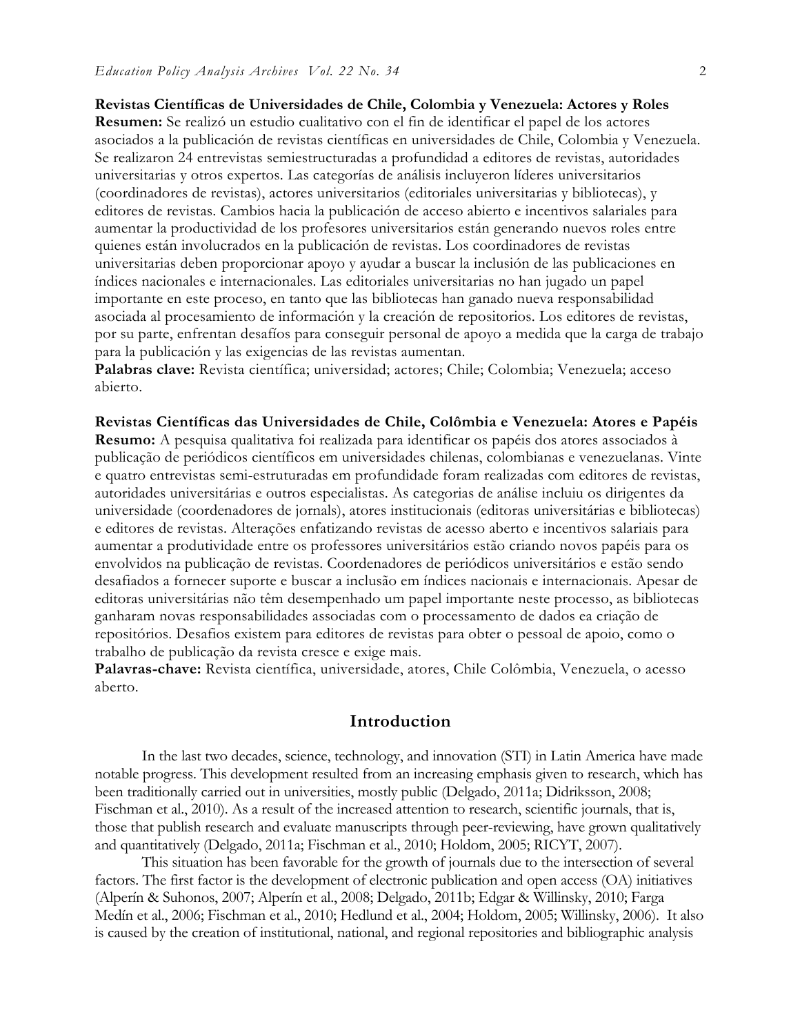**Revistas Científicas de Universidades de Chile, Colombia y Venezuela: Actores y Roles**
**Resumen:** Se realizó un estudio cualitativo con el fin de identificar el papel de los actores asociados a la publicación de revistas científicas en universidades de Chile, Colombia y Venezuela. Se realizaron 24 entrevistas semiestructuradas a profundidad a editores de revistas, autoridades universitarias y otros expertos. Las categorías de análisis incluyeron líderes universitarios (coordinadores de revistas), actores universitarios (editoriales universitarias y bibliotecas), y editores de revistas. Cambios hacia la publicación de acceso abierto e incentivos salariales para aumentar la productividad de los profesores universitarios están generando nuevos roles entre quienes están involucrados en la publicación de revistas. Los coordinadores de revistas universitarias deben proporcionar apoyo y ayudar a buscar la inclusión de las publicaciones en índices nacionales e internacionales. Las editoriales universitarias no han jugado un papel importante en este proceso, en tanto que las bibliotecas han ganado nueva responsabilidad asociada al procesamiento de información y la creación de repositorios. Los editores de revistas, por su parte, enfrentan desafíos para conseguir personal de apoyo a medida que la carga de trabajo para la publicación y las exigencias de las revistas aumentan.
**Palabras clave:** Revista científica; universidad; actores; Chile; Colombia; Venezuela; acceso abierto.

**Revistas Científicas das Universidades de Chile, Colômbia e Venezuela: Atores e Papéis**
**Resumo:** A pesquisa qualitativa foi realizada para identificar os papéis dos atores associados à publicação de periódicos científicos em universidades chilenas, colombianas e venezuelanas. Vinte e quatro entrevistas semi-estruturadas em profundidade foram realizadas com editores de revistas, autoridades universitárias e outros especialistas. As categorias de análise incluiu os dirigentes da universidade (coordenadores de jornais), atores institucionais (editoras universitárias e bibliotecas) e editores de revistas. Alterações enfatizando revistas de acesso aberto e incentivos salariais para aumentar a produtividade entre os professores universitários estão criando novos papéis para os envolvidos na publicação de revistas. Coordenadores de periódicos universitários e estão sendo desafiados a fornecer suporte e buscar a inclusão em índices nacionais e internacionais. Apesar de editoras universitárias não têm desempenhado um papel importante neste processo, as bibliotecas ganharam novas responsabilidades associadas com o processamento de dados ea criação de repositórios. Desafios existem para editores de revistas para obter o pessoal de apoio, como o trabalho de publicação da revista cresce e exige mais.
**Palavras-chave:** Revista científica, universidade, atores, Chile Colômbia, Venezuela, o acesso aberto.

## Introduction

In the last two decades, science, technology, and innovation (STI) in Latin America have made notable progress. This development resulted from an increasing emphasis given to research, which has been traditionally carried out in universities, mostly public (Delgado, 2011a; Didriksson, 2008; Fischman et al., 2010). As a result of the increased attention to research, scientific journals, that is, those that publish research and evaluate manuscripts through peer-reviewing, have grown qualitatively and quantitatively (Delgado, 2011a; Fischman et al., 2010; Holdom, 2005; RICYT, 2007).

This situation has been favorable for the growth of journals due to the intersection of several factors. The first factor is the development of electronic publication and open access (OA) initiatives (Alperín & Suhonos, 2007; Alperín et al., 2008; Delgado, 2011b; Edgar & Willinsky, 2010; Farga Medín et al., 2006; Fischman et al., 2010; Hedlund et al., 2004; Holdom, 2005; Willinsky, 2006). It also is caused by the creation of institutional, national, and regional repositories and bibliographic analysis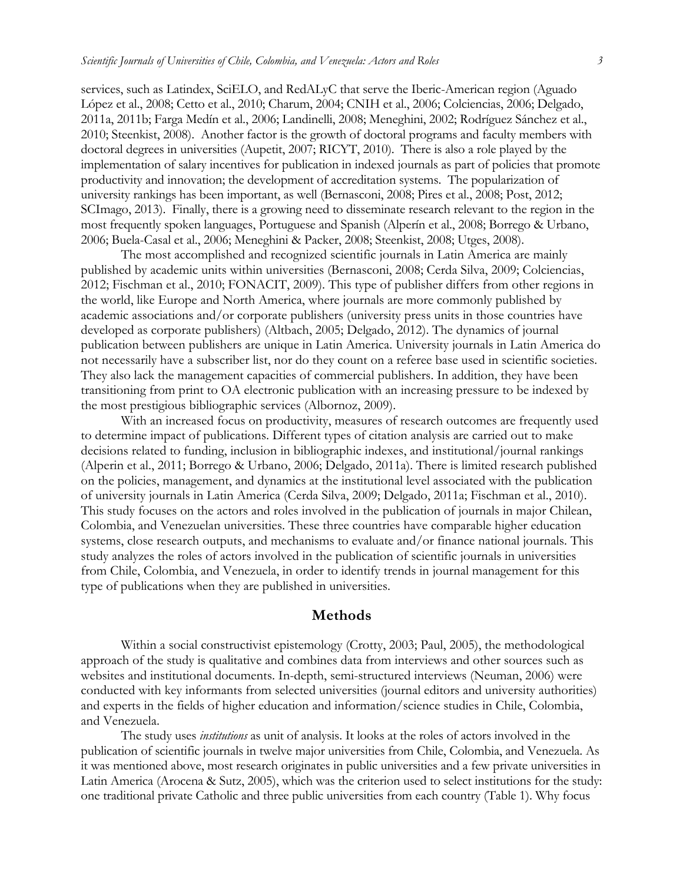services, such as Latindex, SciELO, and RedALyC that serve the Iberic-American region (Aguado López et al., 2008; Cetto et al., 2010; Charum, 2004; CNIH et al., 2006; Colciencias, 2006; Delgado, 2011a, 2011b; Farga Medín et al., 2006; Landinelli, 2008; Meneghini, 2002; Rodríguez Sánchez et al., 2010; Steenkist, 2008). Another factor is the growth of doctoral programs and faculty members with doctoral degrees in universities (Aupetit, 2007; RICYT, 2010). There is also a role played by the implementation of salary incentives for publication in indexed journals as part of policies that promote productivity and innovation; the development of accreditation systems. The popularization of university rankings has been important, as well (Bernasconi, 2008; Pires et al., 2008; Post, 2012; SCImago, 2013). Finally, there is a growing need to disseminate research relevant to the region in the most frequently spoken languages, Portuguese and Spanish (Alperín et al., 2008; Borrego & Urbano, 2006; Buela-Casal et al., 2006; Meneghini & Packer, 2008; Steenkist, 2008; Utges, 2008).

The most accomplished and recognized scientific journals in Latin America are mainly published by academic units within universities (Bernasconi, 2008; Cerda Silva, 2009; Colciencias, 2012; Fischman et al., 2010; FONACIT, 2009). This type of publisher differs from other regions in the world, like Europe and North America, where journals are more commonly published by academic associations and/or corporate publishers (university press units in those countries have developed as corporate publishers) (Altbach, 2005; Delgado, 2012). The dynamics of journal publication between publishers are unique in Latin America. University journals in Latin America do not necessarily have a subscriber list, nor do they count on a referee base used in scientific societies. They also lack the management capacities of commercial publishers. In addition, they have been transitioning from print to OA electronic publication with an increasing pressure to be indexed by the most prestigious bibliographic services (Albornoz, 2009).

With an increased focus on productivity, measures of research outcomes are frequently used to determine impact of publications. Different types of citation analysis are carried out to make decisions related to funding, inclusion in bibliographic indexes, and institutional/journal rankings (Alperin et al., 2011; Borrego & Urbano, 2006; Delgado, 2011a). There is limited research published on the policies, management, and dynamics at the institutional level associated with the publication of university journals in Latin America (Cerda Silva, 2009; Delgado, 2011a; Fischman et al., 2010). This study focuses on the actors and roles involved in the publication of journals in major Chilean, Colombia, and Venezuelan universities. These three countries have comparable higher education systems, close research outputs, and mechanisms to evaluate and/or finance national journals. This study analyzes the roles of actors involved in the publication of scientific journals in universities from Chile, Colombia, and Venezuela, in order to identify trends in journal management for this type of publications when they are published in universities.

## Methods

Within a social constructivist epistemology (Crotty, 2003; Paul, 2005), the methodological approach of the study is qualitative and combines data from interviews and other sources such as websites and institutional documents. In-depth, semi-structured interviews (Neuman, 2006) were conducted with key informants from selected universities (journal editors and university authorities) and experts in the fields of higher education and information/science studies in Chile, Colombia, and Venezuela.

The study uses *institutions* as unit of analysis. It looks at the roles of actors involved in the publication of scientific journals in twelve major universities from Chile, Colombia, and Venezuela. As it was mentioned above, most research originates in public universities and a few private universities in Latin America (Arocena & Sutz, 2005), which was the criterion used to select institutions for the study: one traditional private Catholic and three public universities from each country (Table 1). Why focus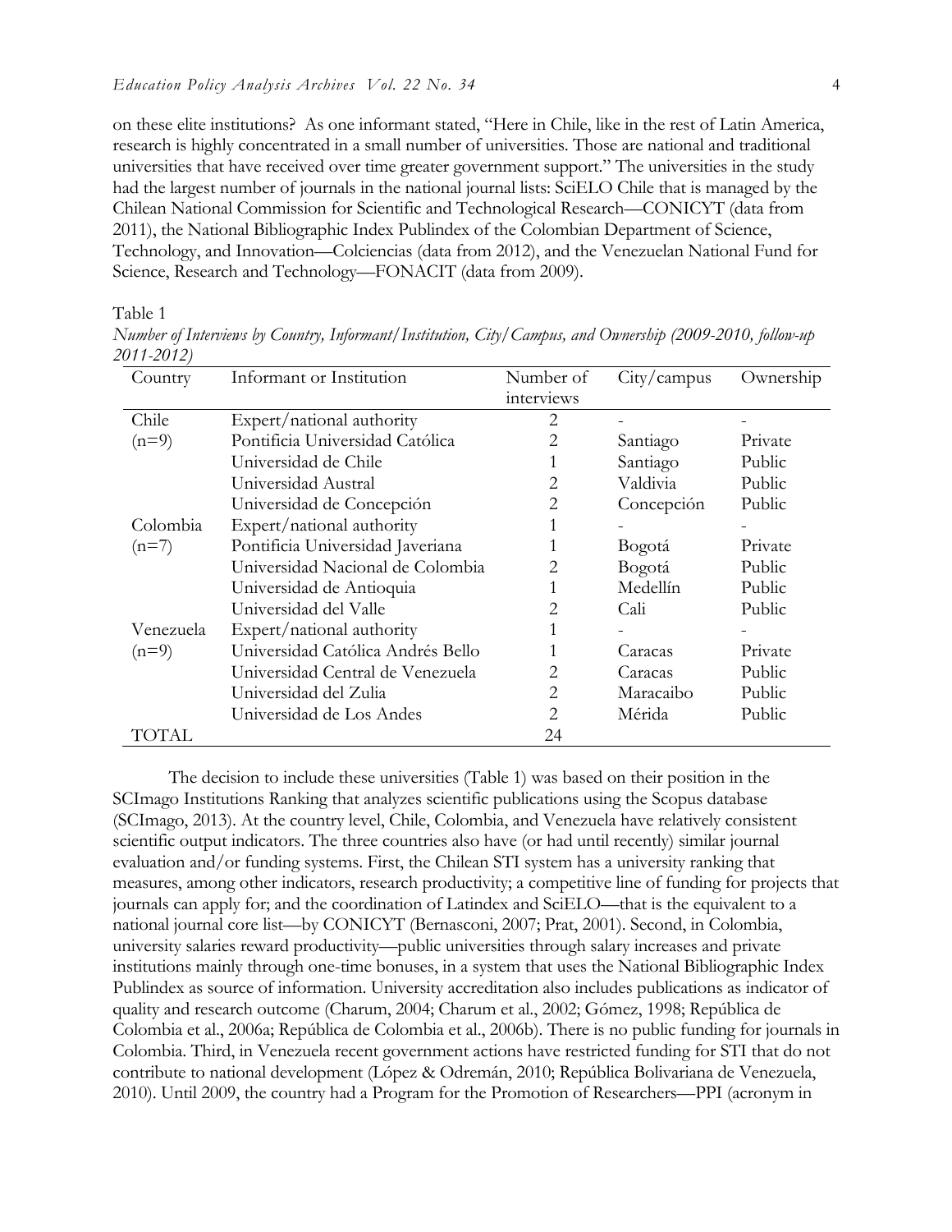on these elite institutions? As one informant stated, "Here in Chile, like in the rest of Latin America, research is highly concentrated in a small number of universities. Those are national and traditional universities that have received over time greater government support." The universities in the study had the largest number of journals in the national journal lists: SciELO Chile that is managed by the Chilean National Commission for Scientific and Technological Research—CONICYT (data from 2011), the National Bibliographic Index Publindex of the Colombian Department of Science, Technology, and Innovation—Colciencias (data from 2012), and the Venezuelan National Fund for Science, Research and Technology—FONACIT (data from 2009).

Table 1

*Number of Interviews by Country, Informant/Institution, City/Campus, and Ownership (2009-2010, follow-up 2011-2012)*

| Country | Informant or Institution | Number of interviews | City/campus | Ownership |
|---|---|---|---|---|
| Chile | Expert/national authority | 2 | - | - |
| (n=9) | Pontificia Universidad Católica | 2 | Santiago | Private |
| | Universidad de Chile | 1 | Santiago | Public |
| | Universidad Austral | 2 | Valdivia | Public |
| | Universidad de Concepción | 2 | Concepción | Public |
| Colombia | Expert/national authority | 1 | - | - |
| (n=7) | Pontificia Universidad Javeriana | 1 | Bogotá | Private |
| | Universidad Nacional de Colombia | 2 | Bogotá | Public |
| | Universidad de Antioquia | 1 | Medellín | Public |
| | Universidad del Valle | 2 | Cali | Public |
| Venezuela | Expert/national authority | 1 | - | - |
| (n=9) | Universidad Católica Andrés Bello | 1 | Caracas | Private |
| | Universidad Central de Venezuela | 2 | Caracas | Public |
| | Universidad del Zulia | 2 | Maracaibo | Public |
| | Universidad de Los Andes | 2 | Mérida | Public |
| TOTAL | | 24 | | |

The decision to include these universities (Table 1) was based on their position in the SCImago Institutions Ranking that analyzes scientific publications using the Scopus database (SCImago, 2013). At the country level, Chile, Colombia, and Venezuela have relatively consistent scientific output indicators. The three countries also have (or had until recently) similar journal evaluation and/or funding systems. First, the Chilean STI system has a university ranking that measures, among other indicators, research productivity; a competitive line of funding for projects that journals can apply for; and the coordination of Latindex and SciELO—that is the equivalent to a national journal core list—by CONICYT (Bernasconi, 2007; Prat, 2001). Second, in Colombia, university salaries reward productivity—public universities through salary increases and private institutions mainly through one-time bonuses, in a system that uses the National Bibliographic Index Publindex as source of information. University accreditation also includes publications as indicator of quality and research outcome (Charum, 2004; Charum et al., 2002; Gómez, 1998; República de Colombia et al., 2006a; República de Colombia et al., 2006b). There is no public funding for journals in Colombia. Third, in Venezuela recent government actions have restricted funding for STI that do not contribute to national development (López & Odremán, 2010; República Bolivariana de Venezuela, 2010). Until 2009, the country had a Program for the Promotion of Researchers—PPI (acronym in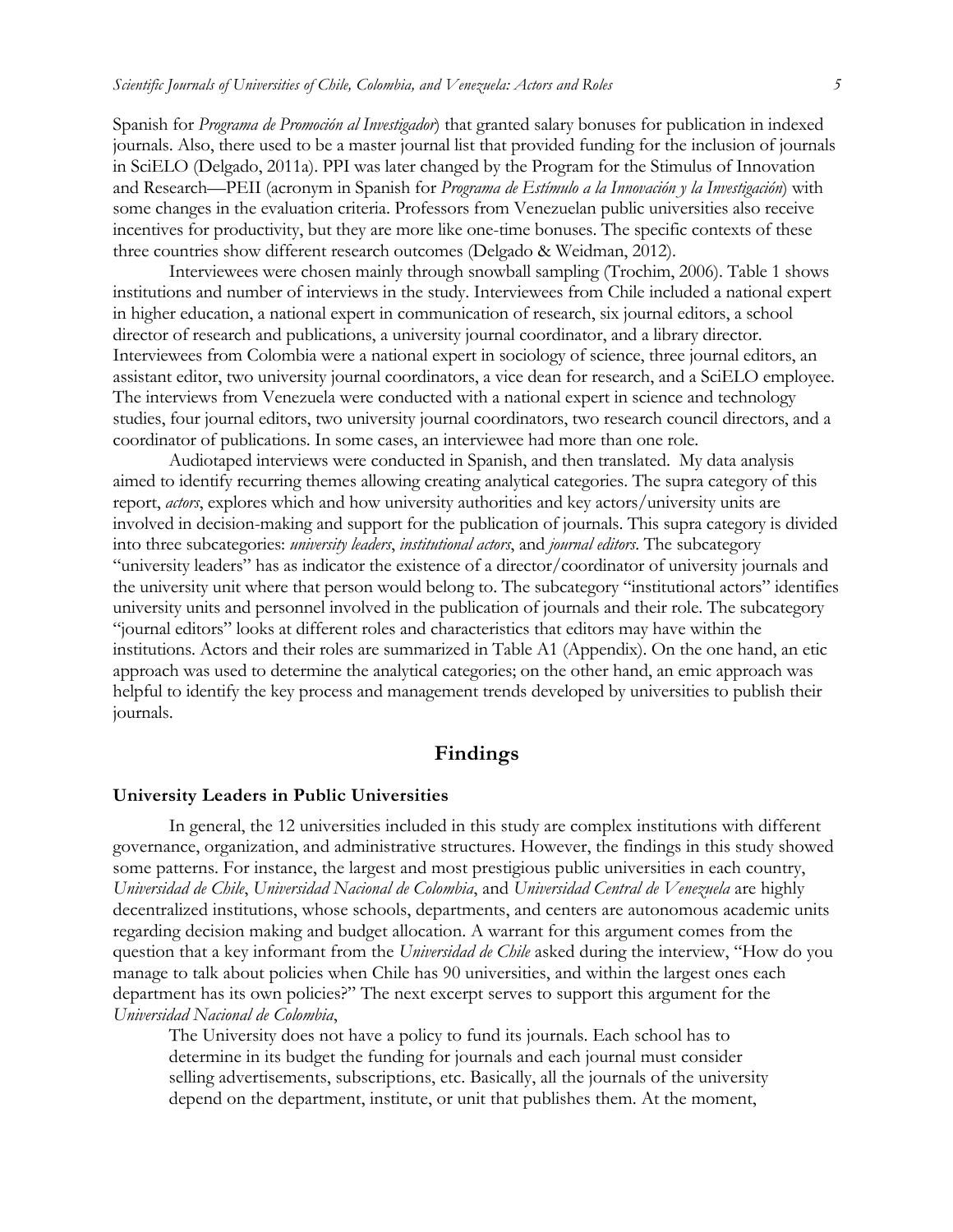Spanish for *Programa de Promoción al Investigador*) that granted salary bonuses for publication in indexed journals. Also, there used to be a master journal list that provided funding for the inclusion of journals in SciELO (Delgado, 2011a). PPI was later changed by the Program for the Stimulus of Innovation and Research—PEII (acronym in Spanish for *Programa de Estímulo a la Innovación y la Investigación*) with some changes in the evaluation criteria. Professors from Venezuelan public universities also receive incentives for productivity, but they are more like one-time bonuses. The specific contexts of these three countries show different research outcomes (Delgado & Weidman, 2012).

Interviewees were chosen mainly through snowball sampling (Trochim, 2006). Table 1 shows institutions and number of interviews in the study. Interviewees from Chile included a national expert in higher education, a national expert in communication of research, six journal editors, a school director of research and publications, a university journal coordinator, and a library director. Interviewees from Colombia were a national expert in sociology of science, three journal editors, an assistant editor, two university journal coordinators, a vice dean for research, and a SciELO employee. The interviews from Venezuela were conducted with a national expert in science and technology studies, four journal editors, two university journal coordinators, two research council directors, and a coordinator of publications. In some cases, an interviewee had more than one role.

Audiotaped interviews were conducted in Spanish, and then translated. My data analysis aimed to identify recurring themes allowing creating analytical categories. The supra category of this report, *actors*, explores which and how university authorities and key actors/university units are involved in decision-making and support for the publication of journals. This supra category is divided into three subcategories: *university leaders*, *institutional actors*, and *journal editors*. The subcategory "university leaders" has as indicator the existence of a director/coordinator of university journals and the university unit where that person would belong to. The subcategory "institutional actors" identifies university units and personnel involved in the publication of journals and their role. The subcategory "journal editors" looks at different roles and characteristics that editors may have within the institutions. Actors and their roles are summarized in Table A1 (Appendix). On the one hand, an etic approach was used to determine the analytical categories; on the other hand, an emic approach was helpful to identify the key process and management trends developed by universities to publish their journals.

## Findings

### University Leaders in Public Universities

In general, the 12 universities included in this study are complex institutions with different governance, organization, and administrative structures. However, the findings in this study showed some patterns. For instance, the largest and most prestigious public universities in each country, *Universidad de Chile*, *Universidad Nacional de Colombia*, and *Universidad Central de Venezuela* are highly decentralized institutions, whose schools, departments, and centers are autonomous academic units regarding decision making and budget allocation. A warrant for this argument comes from the question that a key informant from the *Universidad de Chile* asked during the interview, "How do you manage to talk about policies when Chile has 90 universities, and within the largest ones each department has its own policies?" The next excerpt serves to support this argument for the *Universidad Nacional de Colombia*,

> The University does not have a policy to fund its journals. Each school has to determine in its budget the funding for journals and each journal must consider selling advertisements, subscriptions, etc. Basically, all the journals of the university depend on the department, institute, or unit that publishes them. At the moment,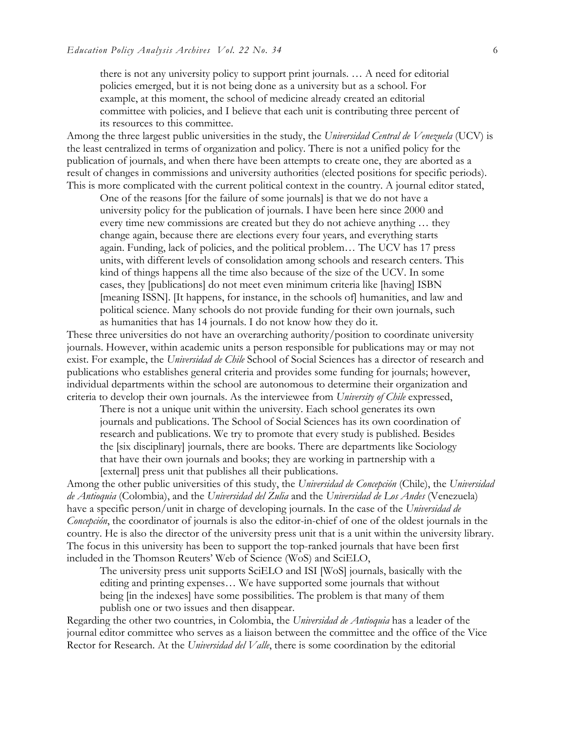> there is not any university policy to support print journals. … A need for editorial policies emerged, but it is not being done as a university but as a school. For example, at this moment, the school of medicine already created an editorial committee with policies, and I believe that each unit is contributing three percent of its resources to this committee.

Among the three largest public universities in the study, the *Universidad Central de Venezuela* (UCV) is the least centralized in terms of organization and policy. There is not a unified policy for the publication of journals, and when there have been attempts to create one, they are aborted as a result of changes in commissions and university authorities (elected positions for specific periods). This is more complicated with the current political context in the country. A journal editor stated,

> One of the reasons [for the failure of some journals] is that we do not have a university policy for the publication of journals. I have been here since 2000 and every time new commissions are created but they do not achieve anything … they change again, because there are elections every four years, and everything starts again. Funding, lack of policies, and the political problem… The UCV has 17 press units, with different levels of consolidation among schools and research centers. This kind of things happens all the time also because of the size of the UCV. In some cases, they [publications] do not meet even minimum criteria like [having] ISBN [meaning ISSN]. [It happens, for instance, in the schools of] humanities, and law and political science. Many schools do not provide funding for their own journals, such as humanities that has 14 journals. I do not know how they do it.

These three universities do not have an overarching authority/position to coordinate university journals. However, within academic units a person responsible for publications may or may not exist. For example, the *Universidad de Chile* School of Social Sciences has a director of research and publications who establishes general criteria and provides some funding for journals; however, individual departments within the school are autonomous to determine their organization and criteria to develop their own journals. As the interviewee from *University of Chile* expressed,

> There is not a unique unit within the university. Each school generates its own journals and publications. The School of Social Sciences has its own coordination of research and publications. We try to promote that every study is published. Besides the [six disciplinary] journals, there are books. There are departments like Sociology that have their own journals and books; they are working in partnership with a [external] press unit that publishes all their publications.

Among the other public universities of this study, the *Universidad de Concepción* (Chile), the *Universidad de Antioquia* (Colombia), and the *Universidad del Zulia* and the *Universidad de Los Andes* (Venezuela) have a specific person/unit in charge of developing journals. In the case of the *Universidad de Concepción*, the coordinator of journals is also the editor-in-chief of one of the oldest journals in the country. He is also the director of the university press unit that is a unit within the university library. The focus in this university has been to support the top-ranked journals that have been first included in the Thomson Reuters' Web of Science (WoS) and SciELO,

> The university press unit supports SciELO and ISI [WoS] journals, basically with the editing and printing expenses… We have supported some journals that without being [in the indexes] have some possibilities. The problem is that many of them publish one or two issues and then disappear.

Regarding the other two countries, in Colombia, the *Universidad de Antioquia* has a leader of the journal editor committee who serves as a liaison between the committee and the office of the Vice Rector for Research. At the *Universidad del Valle*, there is some coordination by the editorial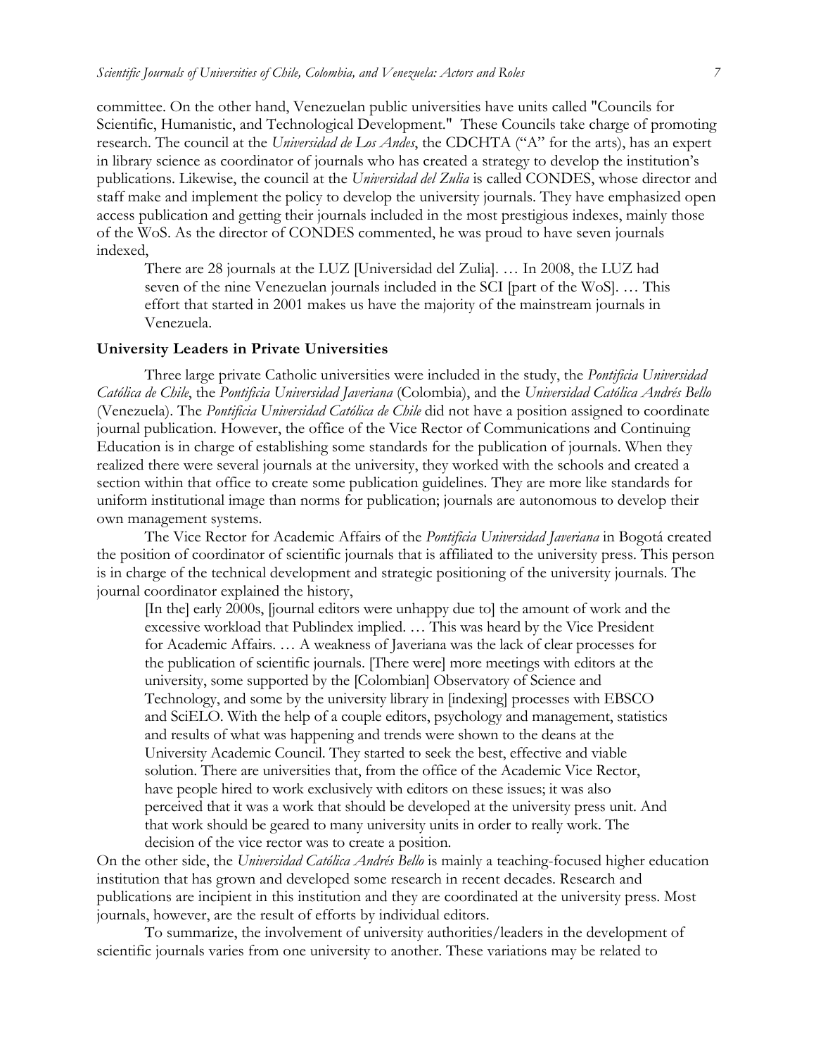committee. On the other hand, Venezuelan public universities have units called "Councils for Scientific, Humanistic, and Technological Development." These Councils take charge of promoting research. The council at the *Universidad de Los Andes*, the CDCHTA ("A" for the arts), has an expert in library science as coordinator of journals who has created a strategy to develop the institution's publications. Likewise, the council at the *Universidad del Zulia* is called CONDES, whose director and staff make and implement the policy to develop the university journals. They have emphasized open access publication and getting their journals included in the most prestigious indexes, mainly those of the WoS. As the director of CONDES commented, he was proud to have seven journals indexed,

> There are 28 journals at the LUZ [Universidad del Zulia]. … In 2008, the LUZ had seven of the nine Venezuelan journals included in the SCI [part of the WoS]. … This effort that started in 2001 makes us have the majority of the mainstream journals in Venezuela.

### University Leaders in Private Universities

Three large private Catholic universities were included in the study, the *Pontificia Universidad Católica de Chile*, the *Pontificia Universidad Javeriana* (Colombia), and the *Universidad Católica Andrés Bello* (Venezuela). The *Pontificia Universidad Católica de Chile* did not have a position assigned to coordinate journal publication. However, the office of the Vice Rector of Communications and Continuing Education is in charge of establishing some standards for the publication of journals. When they realized there were several journals at the university, they worked with the schools and created a section within that office to create some publication guidelines. They are more like standards for uniform institutional image than norms for publication; journals are autonomous to develop their own management systems.

The Vice Rector for Academic Affairs of the *Pontificia Universidad Javeriana* in Bogotá created the position of coordinator of scientific journals that is affiliated to the university press. This person is in charge of the technical development and strategic positioning of the university journals. The journal coordinator explained the history,

> [In the] early 2000s, [journal editors were unhappy due to] the amount of work and the excessive workload that Publindex implied. … This was heard by the Vice President for Academic Affairs. … A weakness of Javeriana was the lack of clear processes for the publication of scientific journals. [There were] more meetings with editors at the university, some supported by the [Colombian] Observatory of Science and Technology, and some by the university library in [indexing] processes with EBSCO and SciELO. With the help of a couple editors, psychology and management, statistics and results of what was happening and trends were shown to the deans at the University Academic Council. They started to seek the best, effective and viable solution. There are universities that, from the office of the Academic Vice Rector, have people hired to work exclusively with editors on these issues; it was also perceived that it was a work that should be developed at the university press unit. And that work should be geared to many university units in order to really work. The decision of the vice rector was to create a position.

On the other side, the *Universidad Católica Andrés Bello* is mainly a teaching-focused higher education institution that has grown and developed some research in recent decades. Research and publications are incipient in this institution and they are coordinated at the university press. Most journals, however, are the result of efforts by individual editors.

To summarize, the involvement of university authorities/leaders in the development of scientific journals varies from one university to another. These variations may be related to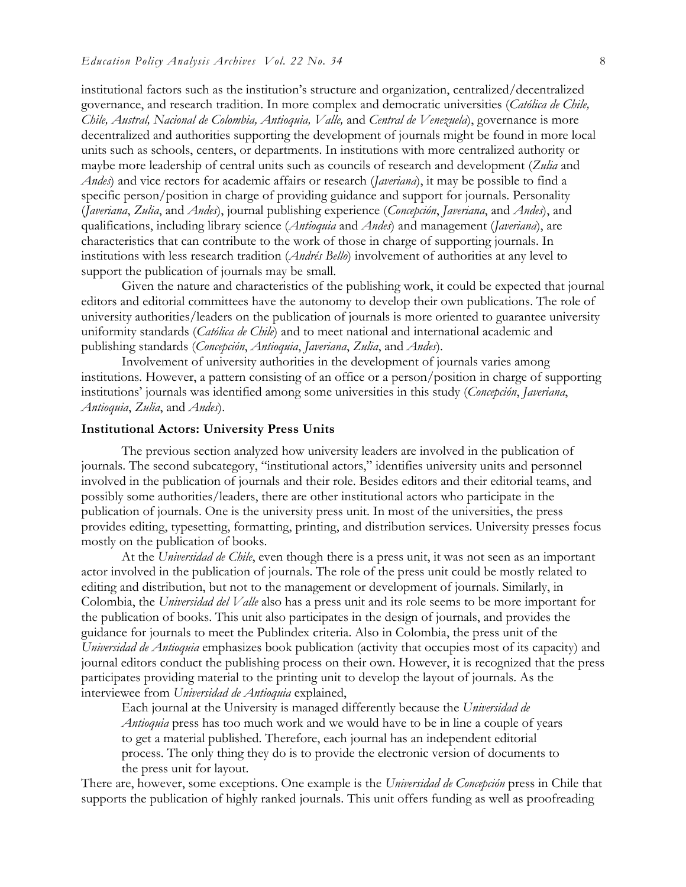institutional factors such as the institution's structure and organization, centralized/decentralized governance, and research tradition. In more complex and democratic universities (*Católica de Chile, Chile, Austral, Nacional de Colombia, Antioquia, Valle,* and *Central de Venezuela*), governance is more decentralized and authorities supporting the development of journals might be found in more local units such as schools, centers, or departments. In institutions with more centralized authority or maybe more leadership of central units such as councils of research and development (*Zulia* and *Andes*) and vice rectors for academic affairs or research (*Javeriana*), it may be possible to find a specific person/position in charge of providing guidance and support for journals. Personality (*Javeriana*, *Zulia*, and *Andes*), journal publishing experience (*Concepción*, *Javeriana*, and *Andes*), and qualifications, including library science (*Antioquia* and *Andes*) and management (*Javeriana*), are characteristics that can contribute to the work of those in charge of supporting journals. In institutions with less research tradition (*Andrés Bello*) involvement of authorities at any level to support the publication of journals may be small.

Given the nature and characteristics of the publishing work, it could be expected that journal editors and editorial committees have the autonomy to develop their own publications. The role of university authorities/leaders on the publication of journals is more oriented to guarantee university uniformity standards (*Católica de Chile*) and to meet national and international academic and publishing standards (*Concepción*, *Antioquia*, *Javeriana*, *Zulia*, and *Andes*).

Involvement of university authorities in the development of journals varies among institutions. However, a pattern consisting of an office or a person/position in charge of supporting institutions' journals was identified among some universities in this study (*Concepción*, *Javeriana*, *Antioquia*, *Zulia*, and *Andes*).

### Institutional Actors: University Press Units

The previous section analyzed how university leaders are involved in the publication of journals. The second subcategory, "institutional actors," identifies university units and personnel involved in the publication of journals and their role. Besides editors and their editorial teams, and possibly some authorities/leaders, there are other institutional actors who participate in the publication of journals. One is the university press unit. In most of the universities, the press provides editing, typesetting, formatting, printing, and distribution services. University presses focus mostly on the publication of books.

At the *Universidad de Chile*, even though there is a press unit, it was not seen as an important actor involved in the publication of journals. The role of the press unit could be mostly related to editing and distribution, but not to the management or development of journals. Similarly, in Colombia, the *Universidad del Valle* also has a press unit and its role seems to be more important for the publication of books. This unit also participates in the design of journals, and provides the guidance for journals to meet the Publindex criteria. Also in Colombia, the press unit of the *Universidad de Antioquia* emphasizes book publication (activity that occupies most of its capacity) and journal editors conduct the publishing process on their own. However, it is recognized that the press participates providing material to the printing unit to develop the layout of journals. As the interviewee from *Universidad de Antioquia* explained,

> Each journal at the University is managed differently because the *Universidad de Antioquia* press has too much work and we would have to be in line a couple of years to get a material published. Therefore, each journal has an independent editorial process. The only thing they do is to provide the electronic version of documents to the press unit for layout.

There are, however, some exceptions. One example is the *Universidad de Concepción* press in Chile that supports the publication of highly ranked journals. This unit offers funding as well as proofreading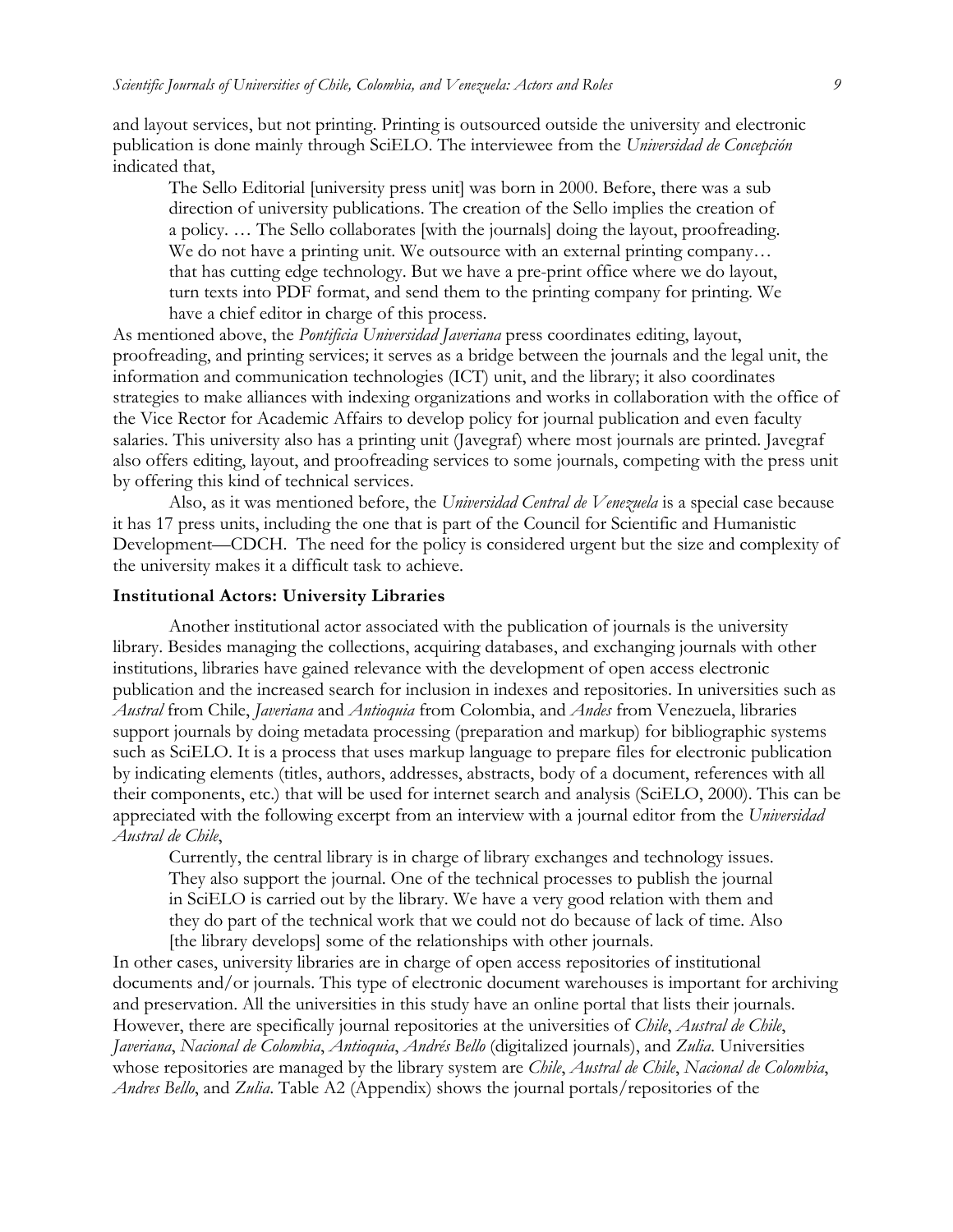and layout services, but not printing. Printing is outsourced outside the university and electronic publication is done mainly through SciELO. The interviewee from the *Universidad de Concepción* indicated that,

> The Sello Editorial [university press unit] was born in 2000. Before, there was a sub direction of university publications. The creation of the Sello implies the creation of a policy. … The Sello collaborates [with the journals] doing the layout, proofreading. We do not have a printing unit. We outsource with an external printing company… that has cutting edge technology. But we have a pre-print office where we do layout, turn texts into PDF format, and send them to the printing company for printing. We have a chief editor in charge of this process.

As mentioned above, the *Pontificia Universidad Javeriana* press coordinates editing, layout, proofreading, and printing services; it serves as a bridge between the journals and the legal unit, the information and communication technologies (ICT) unit, and the library; it also coordinates strategies to make alliances with indexing organizations and works in collaboration with the office of the Vice Rector for Academic Affairs to develop policy for journal publication and even faculty salaries. This university also has a printing unit (Javegraf) where most journals are printed. Javegraf also offers editing, layout, and proofreading services to some journals, competing with the press unit by offering this kind of technical services.

Also, as it was mentioned before, the *Universidad Central de Venezuela* is a special case because it has 17 press units, including the one that is part of the Council for Scientific and Humanistic Development—CDCH. The need for the policy is considered urgent but the size and complexity of the university makes it a difficult task to achieve.

**Institutional Actors: University Libraries**

Another institutional actor associated with the publication of journals is the university library. Besides managing the collections, acquiring databases, and exchanging journals with other institutions, libraries have gained relevance with the development of open access electronic publication and the increased search for inclusion in indexes and repositories. In universities such as *Austral* from Chile, *Javeriana* and *Antioquia* from Colombia, and *Andes* from Venezuela, libraries support journals by doing metadata processing (preparation and markup) for bibliographic systems such as SciELO. It is a process that uses markup language to prepare files for electronic publication by indicating elements (titles, authors, addresses, abstracts, body of a document, references with all their components, etc.) that will be used for internet search and analysis (SciELO, 2000). This can be appreciated with the following excerpt from an interview with a journal editor from the *Universidad Austral de Chile*,

> Currently, the central library is in charge of library exchanges and technology issues. They also support the journal. One of the technical processes to publish the journal in SciELO is carried out by the library. We have a very good relation with them and they do part of the technical work that we could not do because of lack of time. Also [the library develops] some of the relationships with other journals.

In other cases, university libraries are in charge of open access repositories of institutional documents and/or journals. This type of electronic document warehouses is important for archiving and preservation. All the universities in this study have an online portal that lists their journals. However, there are specifically journal repositories at the universities of *Chile*, *Austral de Chile*, *Javeriana*, *Nacional de Colombia*, *Antioquia*, *Andrés Bello* (digitalized journals), and *Zulia*. Universities whose repositories are managed by the library system are *Chile*, *Austral de Chile*, *Nacional de Colombia*, *Andres Bello*, and *Zulia*. Table A2 (Appendix) shows the journal portals/repositories of the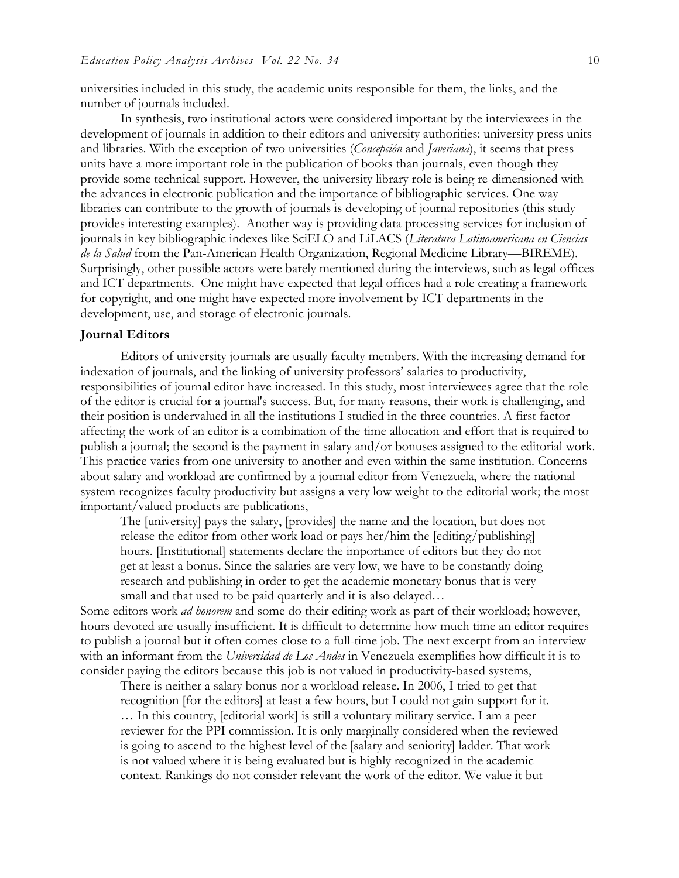universities included in this study, the academic units responsible for them, the links, and the number of journals included.

In synthesis, two institutional actors were considered important by the interviewees in the development of journals in addition to their editors and university authorities: university press units and libraries. With the exception of two universities (*Concepción* and *Javeriana*), it seems that press units have a more important role in the publication of books than journals, even though they provide some technical support. However, the university library role is being re-dimensioned with the advances in electronic publication and the importance of bibliographic services. One way libraries can contribute to the growth of journals is developing of journal repositories (this study provides interesting examples). Another way is providing data processing services for inclusion of journals in key bibliographic indexes like SciELO and LiLACS (*Literatura Latinoamericana en Ciencias de la Salud* from the Pan-American Health Organization, Regional Medicine Library—BIREME). Surprisingly, other possible actors were barely mentioned during the interviews, such as legal offices and ICT departments. One might have expected that legal offices had a role creating a framework for copyright, and one might have expected more involvement by ICT departments in the development, use, and storage of electronic journals.

**Journal Editors**

Editors of university journals are usually faculty members. With the increasing demand for indexation of journals, and the linking of university professors' salaries to productivity, responsibilities of journal editor have increased. In this study, most interviewees agree that the role of the editor is crucial for a journal's success. But, for many reasons, their work is challenging, and their position is undervalued in all the institutions I studied in the three countries. A first factor affecting the work of an editor is a combination of the time allocation and effort that is required to publish a journal; the second is the payment in salary and/or bonuses assigned to the editorial work. This practice varies from one university to another and even within the same institution. Concerns about salary and workload are confirmed by a journal editor from Venezuela, where the national system recognizes faculty productivity but assigns a very low weight to the editorial work; the most important/valued products are publications,

> The [university] pays the salary, [provides] the name and the location, but does not release the editor from other work load or pays her/him the [editing/publishing] hours. [Institutional] statements declare the importance of editors but they do not get at least a bonus. Since the salaries are very low, we have to be constantly doing research and publishing in order to get the academic monetary bonus that is very small and that used to be paid quarterly and it is also delayed…

Some editors work *ad honorem* and some do their editing work as part of their workload; however, hours devoted are usually insufficient. It is difficult to determine how much time an editor requires to publish a journal but it often comes close to a full-time job. The next excerpt from an interview with an informant from the *Universidad de Los Andes* in Venezuela exemplifies how difficult it is to consider paying the editors because this job is not valued in productivity-based systems,

> There is neither a salary bonus nor a workload release. In 2006, I tried to get that recognition [for the editors] at least a few hours, but I could not gain support for it. … In this country, [editorial work] is still a voluntary military service. I am a peer reviewer for the PPI commission. It is only marginally considered when the reviewed is going to ascend to the highest level of the [salary and seniority] ladder. That work is not valued where it is being evaluated but is highly recognized in the academic context. Rankings do not consider relevant the work of the editor. We value it but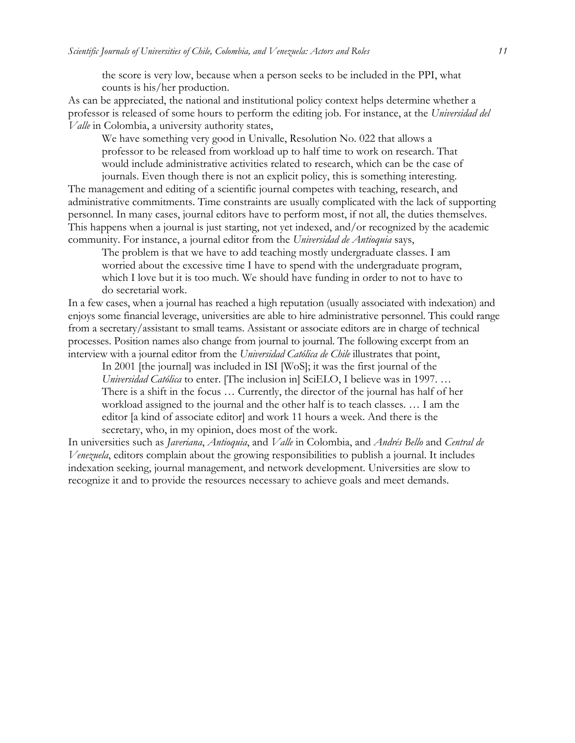> the score is very low, because when a person seeks to be included in the PPI, what counts is his/her production.

As can be appreciated, the national and institutional policy context helps determine whether a professor is released of some hours to perform the editing job. For instance, at the *Universidad del Valle* in Colombia, a university authority states,

> We have something very good in Univalle, Resolution No. 022 that allows a professor to be released from workload up to half time to work on research. That would include administrative activities related to research, which can be the case of journals. Even though there is not an explicit policy, this is something interesting.

The management and editing of a scientific journal competes with teaching, research, and administrative commitments. Time constraints are usually complicated with the lack of supporting personnel. In many cases, journal editors have to perform most, if not all, the duties themselves. This happens when a journal is just starting, not yet indexed, and/or recognized by the academic community. For instance, a journal editor from the *Universidad de Antioquia* says,

> The problem is that we have to add teaching mostly undergraduate classes. I am worried about the excessive time I have to spend with the undergraduate program, which I love but it is too much. We should have funding in order to not to have to do secretarial work.

In a few cases, when a journal has reached a high reputation (usually associated with indexation) and enjoys some financial leverage, universities are able to hire administrative personnel. This could range from a secretary/assistant to small teams. Assistant or associate editors are in charge of technical processes. Position names also change from journal to journal. The following excerpt from an interview with a journal editor from the *Universidad Católica de Chile* illustrates that point,

> In 2001 [the journal] was included in ISI [WoS]; it was the first journal of the *Universidad Católica* to enter. [The inclusion in] SciELO, I believe was in 1997. … There is a shift in the focus … Currently, the director of the journal has half of her workload assigned to the journal and the other half is to teach classes. … I am the editor [a kind of associate editor] and work 11 hours a week. And there is the secretary, who, in my opinion, does most of the work.

In universities such as *Javeriana*, *Antioquia*, and *Valle* in Colombia, and *Andrés Bello* and *Central de Venezuela*, editors complain about the growing responsibilities to publish a journal. It includes indexation seeking, journal management, and network development. Universities are slow to recognize it and to provide the resources necessary to achieve goals and meet demands.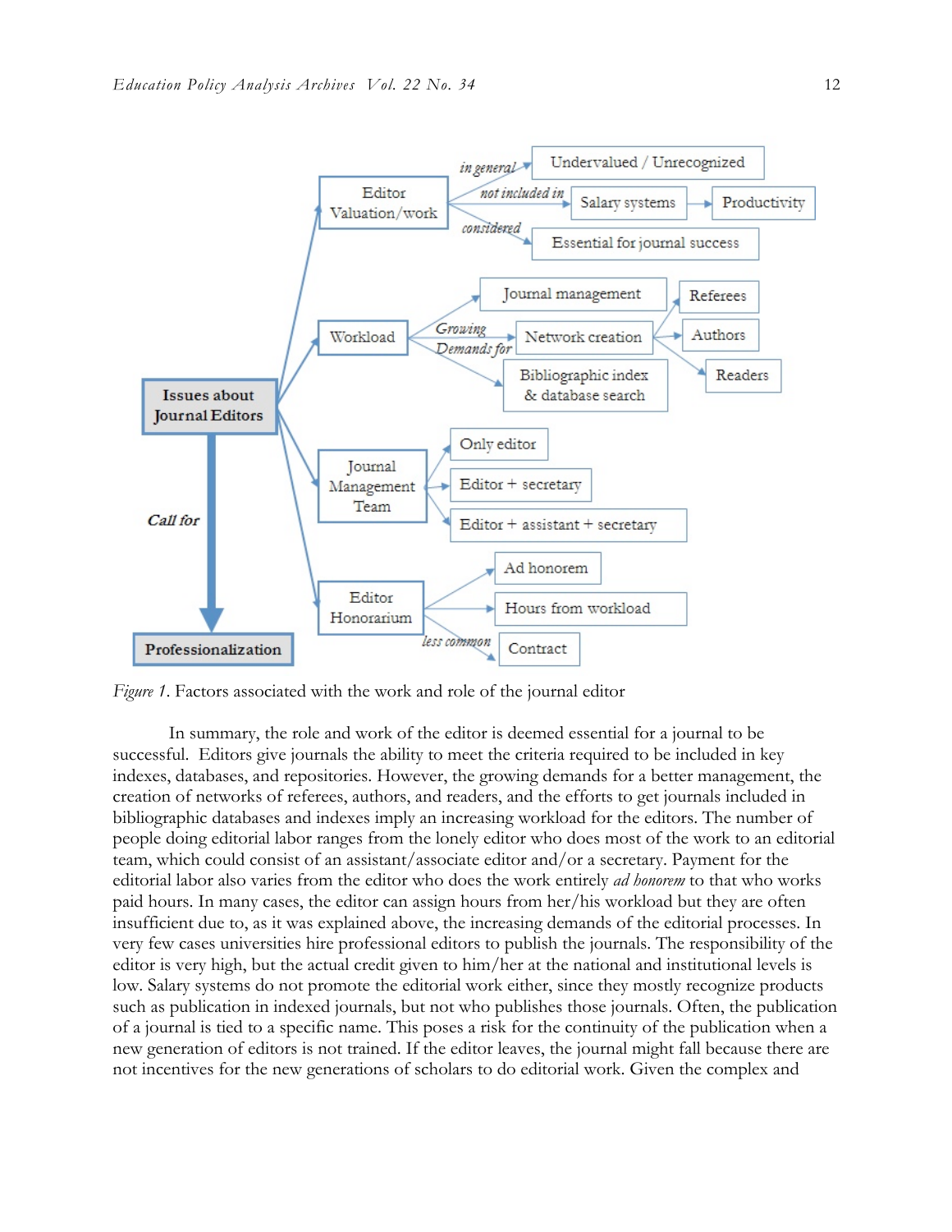- **Issues about Journal Editors**
  - Editor Valuation/work
    - *in general* → Undervalued / Unrecognized
    - *not included in* → Salary systems → Productivity
    - *considered* → Essential for journal success
  - Workload
    - *Growing Demands for*
      - Journal management
      - Network creation → Referees, Authors, Readers
      - Bibliographic index & database search
  - Journal Management Team
    - Only editor
    - Editor + secretary
    - Editor + assistant + secretary
  - Editor Honorarium
    - Ad honorem
    - Hours from workload
    - *less common* → Contract
- *Call for* → **Professionalization**

*Figure 1*. Factors associated with the work and role of the journal editor

In summary, the role and work of the editor is deemed essential for a journal to be successful. Editors give journals the ability to meet the criteria required to be included in key indexes, databases, and repositories. However, the growing demands for a better management, the creation of networks of referees, authors, and readers, and the efforts to get journals included in bibliographic databases and indexes imply an increasing workload for the editors. The number of people doing editorial labor ranges from the lonely editor who does most of the work to an editorial team, which could consist of an assistant/associate editor and/or a secretary. Payment for the editorial labor also varies from the editor who does the work entirely *ad honorem* to that who works paid hours. In many cases, the editor can assign hours from her/his workload but they are often insufficient due to, as it was explained above, the increasing demands of the editorial processes. In very few cases universities hire professional editors to publish the journals. The responsibility of the editor is very high, but the actual credit given to him/her at the national and institutional levels is low. Salary systems do not promote the editorial work either, since they mostly recognize products such as publication in indexed journals, but not who publishes those journals. Often, the publication of a journal is tied to a specific name. This poses a risk for the continuity of the publication when a new generation of editors is not trained. If the editor leaves, the journal might fall because there are not incentives for the new generations of scholars to do editorial work. Given the complex and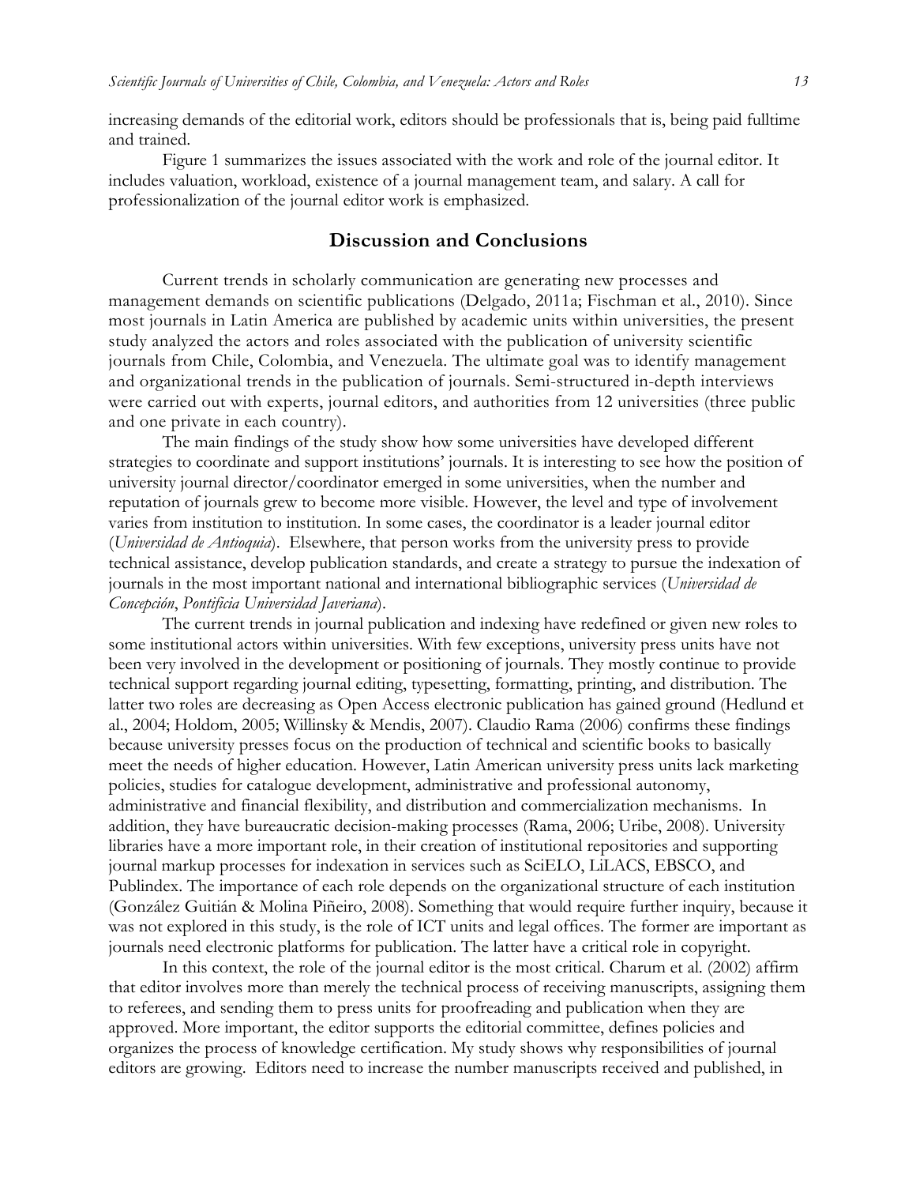increasing demands of the editorial work, editors should be professionals that is, being paid fulltime and trained.

Figure 1 summarizes the issues associated with the work and role of the journal editor. It includes valuation, workload, existence of a journal management team, and salary. A call for professionalization of the journal editor work is emphasized.

## Discussion and Conclusions

Current trends in scholarly communication are generating new processes and management demands on scientific publications (Delgado, 2011a; Fischman et al., 2010). Since most journals in Latin America are published by academic units within universities, the present study analyzed the actors and roles associated with the publication of university scientific journals from Chile, Colombia, and Venezuela. The ultimate goal was to identify management and organizational trends in the publication of journals. Semi-structured in-depth interviews were carried out with experts, journal editors, and authorities from 12 universities (three public and one private in each country).

The main findings of the study show how some universities have developed different strategies to coordinate and support institutions' journals. It is interesting to see how the position of university journal director/coordinator emerged in some universities, when the number and reputation of journals grew to become more visible. However, the level and type of involvement varies from institution to institution. In some cases, the coordinator is a leader journal editor (*Universidad de Antioquia*). Elsewhere, that person works from the university press to provide technical assistance, develop publication standards, and create a strategy to pursue the indexation of journals in the most important national and international bibliographic services (*Universidad de Concepción*, *Pontificia Universidad Javeriana*).

The current trends in journal publication and indexing have redefined or given new roles to some institutional actors within universities. With few exceptions, university press units have not been very involved in the development or positioning of journals. They mostly continue to provide technical support regarding journal editing, typesetting, formatting, printing, and distribution. The latter two roles are decreasing as Open Access electronic publication has gained ground (Hedlund et al., 2004; Holdom, 2005; Willinsky & Mendis, 2007). Claudio Rama (2006) confirms these findings because university presses focus on the production of technical and scientific books to basically meet the needs of higher education. However, Latin American university press units lack marketing policies, studies for catalogue development, administrative and professional autonomy, administrative and financial flexibility, and distribution and commercialization mechanisms. In addition, they have bureaucratic decision-making processes (Rama, 2006; Uribe, 2008). University libraries have a more important role, in their creation of institutional repositories and supporting journal markup processes for indexation in services such as SciELO, LiLACS, EBSCO, and Publindex. The importance of each role depends on the organizational structure of each institution (González Guitián & Molina Piñeiro, 2008). Something that would require further inquiry, because it was not explored in this study, is the role of ICT units and legal offices. The former are important as journals need electronic platforms for publication. The latter have a critical role in copyright.

In this context, the role of the journal editor is the most critical. Charum et al. (2002) affirm that editor involves more than merely the technical process of receiving manuscripts, assigning them to referees, and sending them to press units for proofreading and publication when they are approved. More important, the editor supports the editorial committee, defines policies and organizes the process of knowledge certification. My study shows why responsibilities of journal editors are growing. Editors need to increase the number manuscripts received and published, in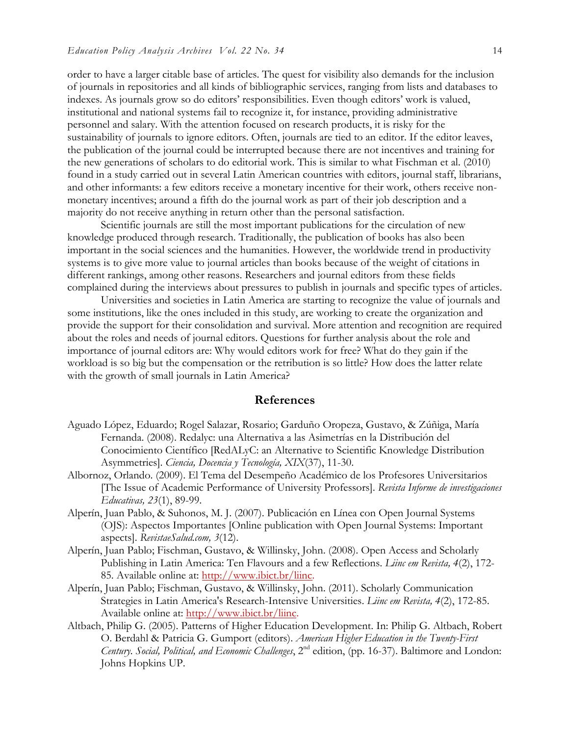order to have a larger citable base of articles. The quest for visibility also demands for the inclusion of journals in repositories and all kinds of bibliographic services, ranging from lists and databases to indexes. As journals grow so do editors' responsibilities. Even though editors' work is valued, institutional and national systems fail to recognize it, for instance, providing administrative personnel and salary. With the attention focused on research products, it is risky for the sustainability of journals to ignore editors. Often, journals are tied to an editor. If the editor leaves, the publication of the journal could be interrupted because there are not incentives and training for the new generations of scholars to do editorial work. This is similar to what Fischman et al. (2010) found in a study carried out in several Latin American countries with editors, journal staff, librarians, and other informants: a few editors receive a monetary incentive for their work, others receive non-monetary incentives; around a fifth do the journal work as part of their job description and a majority do not receive anything in return other than the personal satisfaction.

Scientific journals are still the most important publications for the circulation of new knowledge produced through research. Traditionally, the publication of books has also been important in the social sciences and the humanities. However, the worldwide trend in productivity systems is to give more value to journal articles than books because of the weight of citations in different rankings, among other reasons. Researchers and journal editors from these fields complained during the interviews about pressures to publish in journals and specific types of articles.

Universities and societies in Latin America are starting to recognize the value of journals and some institutions, like the ones included in this study, are working to create the organization and provide the support for their consolidation and survival. More attention and recognition are required about the roles and needs of journal editors. Questions for further analysis about the role and importance of journal editors are: Why would editors work for free? What do they gain if the workload is so big but the compensation or the retribution is so little? How does the latter relate with the growth of small journals in Latin America?

## References

Aguado López, Eduardo; Rogel Salazar, Rosario; Garduño Oropeza, Gustavo, & Zúñiga, María Fernanda. (2008). Redalyc: una Alternativa a las Asimetrías en la Distribución del Conocimiento Científico [RedALyC: an Alternative to Scientific Knowledge Distribution Asymmetries]. *Ciencia, Docencia y Tecnología, XIX*(37), 11-30.

Albornoz, Orlando. (2009). El Tema del Desempeño Académico de los Profesores Universitarios [The Issue of Academic Performance of University Professors]. *Revista Informe de investigaciones Educativas, 23*(1), 89-99.

Alperín, Juan Pablo, & Suhonos, M. J. (2007). Publicación en Línea con Open Journal Systems (OJS): Aspectos Importantes [Online publication with Open Journal Systems: Important aspects]. *RevistaeSalud.com, 3*(12).

Alperín, Juan Pablo; Fischman, Gustavo, & Willinsky, John. (2008). Open Access and Scholarly Publishing in Latin America: Ten Flavours and a few Reflections. *Liinc em Revista, 4*(2), 172-85. Available online at: http://www.ibict.br/liinc.

Alperín, Juan Pablo; Fischman, Gustavo, & Willinsky, John. (2011). Scholarly Communication Strategies in Latin America's Research-Intensive Universities. *Liinc em Revista, 4*(2), 172-85. Available online at: http://www.ibict.br/liinc.

Altbach, Philip G. (2005). Patterns of Higher Education Development. In: Philip G. Altbach, Robert O. Berdahl & Patricia G. Gumport (editors). *American Higher Education in the Twenty-First Century. Social, Political, and Economic Challenges*, 2nd edition, (pp. 16-37). Baltimore and London: Johns Hopkins UP.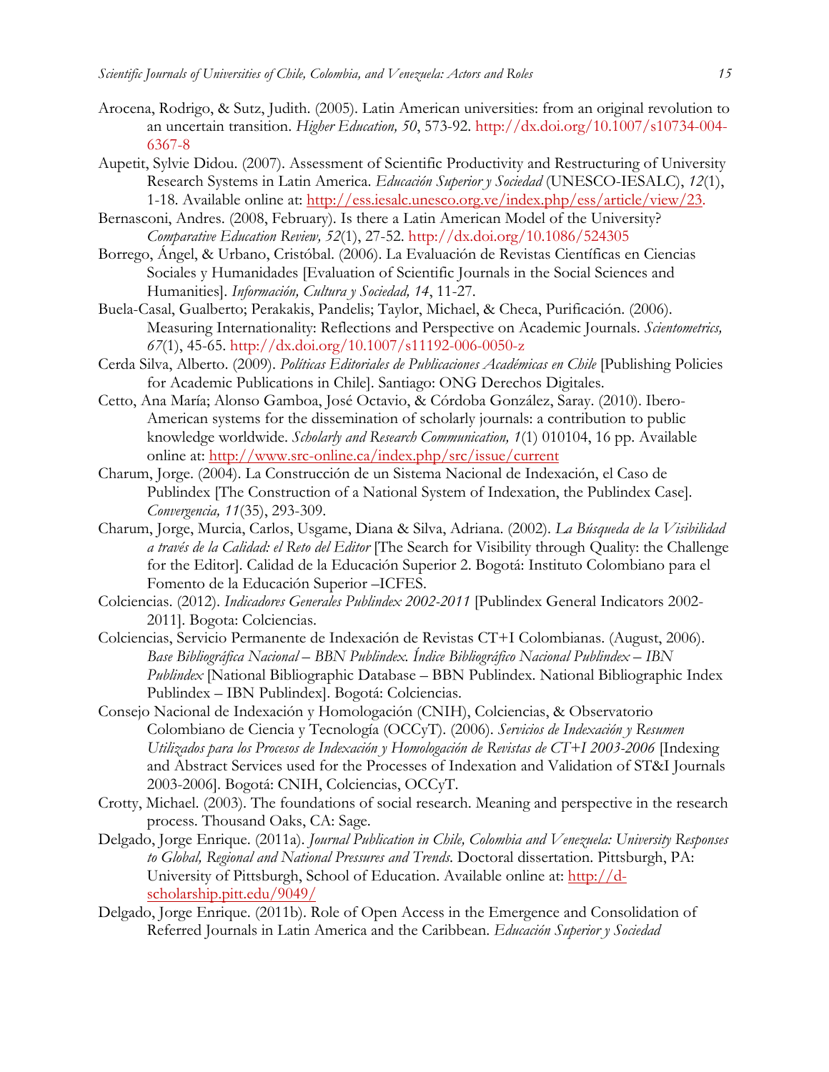Arocena, Rodrigo, & Sutz, Judith. (2005). Latin American universities: from an original revolution to an uncertain transition. *Higher Education, 50*, 573-92. http://dx.doi.org/10.1007/s10734-004-6367-8

Aupetit, Sylvie Didou. (2007). Assessment of Scientific Productivity and Restructuring of University Research Systems in Latin America. *Educación Superior y Sociedad* (UNESCO-IESALC), *12*(1), 1-18. Available online at: http://ess.iesalc.unesco.org.ve/index.php/ess/article/view/23.

Bernasconi, Andres. (2008, February). Is there a Latin American Model of the University? *Comparative Education Review, 52*(1), 27-52. http://dx.doi.org/10.1086/524305

Borrego, Ángel, & Urbano, Cristóbal. (2006). La Evaluación de Revistas Científicas en Ciencias Sociales y Humanidades [Evaluation of Scientific Journals in the Social Sciences and Humanities]. *Información, Cultura y Sociedad, 14*, 11-27.

Buela-Casal, Gualberto; Perakakis, Pandelis; Taylor, Michael, & Checa, Purificación. (2006). Measuring Internationality: Reflections and Perspective on Academic Journals. *Scientometrics, 67*(1), 45-65. http://dx.doi.org/10.1007/s11192-006-0050-z

Cerda Silva, Alberto. (2009). *Políticas Editoriales de Publicaciones Académicas en Chile* [Publishing Policies for Academic Publications in Chile]. Santiago: ONG Derechos Digitales.

Cetto, Ana María; Alonso Gamboa, José Octavio, & Córdoba González, Saray. (2010). Ibero-American systems for the dissemination of scholarly journals: a contribution to public knowledge worldwide. *Scholarly and Research Communication, 1*(1) 010104, 16 pp. Available online at: http://www.src-online.ca/index.php/src/issue/current

Charum, Jorge. (2004). La Construcción de un Sistema Nacional de Indexación, el Caso de Publindex [The Construction of a National System of Indexation, the Publindex Case]. *Convergencia, 11*(35), 293-309.

Charum, Jorge, Murcia, Carlos, Usgame, Diana & Silva, Adriana. (2002). *La Búsqueda de la Visibilidad a través de la Calidad: el Reto del Editor* [The Search for Visibility through Quality: the Challenge for the Editor]. Calidad de la Educación Superior 2. Bogotá: Instituto Colombiano para el Fomento de la Educación Superior –ICFES.

Colciencias. (2012). *Indicadores Generales Publindex 2002-2011* [Publindex General Indicators 2002-2011]. Bogota: Colciencias.

Colciencias, Servicio Permanente de Indexación de Revistas CT+I Colombianas. (August, 2006). *Base Bibliográfica Nacional – BBN Publindex. Índice Bibliográfico Nacional Publindex – IBN Publindex* [National Bibliographic Database – BBN Publindex. National Bibliographic Index Publindex – IBN Publindex]. Bogotá: Colciencias.

Consejo Nacional de Indexación y Homologación (CNIH), Colciencias, & Observatorio Colombiano de Ciencia y Tecnología (OCCyT). (2006). *Servicios de Indexación y Resumen Utilizados para los Procesos de Indexación y Homologación de Revistas de CT+I 2003-2006* [Indexing and Abstract Services used for the Processes of Indexation and Validation of ST&I Journals 2003-2006]. Bogotá: CNIH, Colciencias, OCCyT.

Crotty, Michael. (2003). The foundations of social research. Meaning and perspective in the research process. Thousand Oaks, CA: Sage.

Delgado, Jorge Enrique. (2011a). *Journal Publication in Chile, Colombia and Venezuela: University Responses to Global, Regional and National Pressures and Trends*. Doctoral dissertation. Pittsburgh, PA: University of Pittsburgh, School of Education. Available online at: http://d-scholarship.pitt.edu/9049/

Delgado, Jorge Enrique. (2011b). Role of Open Access in the Emergence and Consolidation of Referred Journals in Latin America and the Caribbean. *Educación Superior y Sociedad*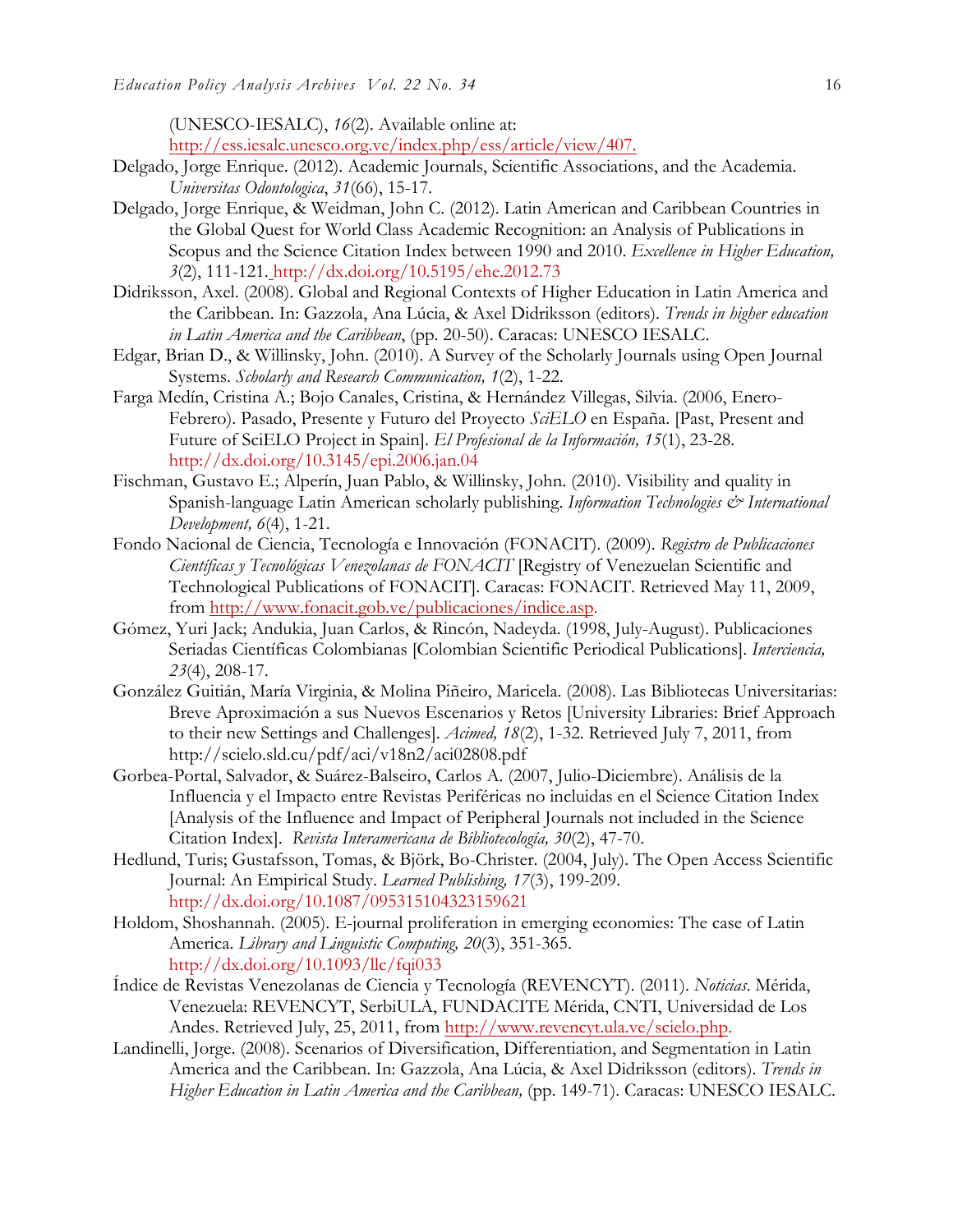(UNESCO-IESALC), *16*(2). Available online at: http://ess.iesalc.unesco.org.ve/index.php/ess/article/view/407.

Delgado, Jorge Enrique. (2012). Academic Journals, Scientific Associations, and the Academia. *Universitas Odontologica*, *31*(66), 15-17.

Delgado, Jorge Enrique, & Weidman, John C. (2012). Latin American and Caribbean Countries in the Global Quest for World Class Academic Recognition: an Analysis of Publications in Scopus and the Science Citation Index between 1990 and 2010. *Excellence in Higher Education, 3*(2), 111-121. http://dx.doi.org/10.5195/ehe.2012.73

Didriksson, Axel. (2008). Global and Regional Contexts of Higher Education in Latin America and the Caribbean. In: Gazzola, Ana Lúcia, & Axel Didriksson (editors). *Trends in higher education in Latin America and the Caribbean*, (pp. 20-50). Caracas: UNESCO IESALC.

Edgar, Brian D., & Willinsky, John. (2010). A Survey of the Scholarly Journals using Open Journal Systems. *Scholarly and Research Communication, 1*(2), 1-22.

Farga Medín, Cristina A.; Bojo Canales, Cristina, & Hernández Villegas, Silvia. (2006, Enero-Febrero). Pasado, Presente y Futuro del Proyecto *SciELO* en España. [Past, Present and Future of SciELO Project in Spain]. *El Profesional de la Información, 15*(1), 23-28. http://dx.doi.org/10.3145/epi.2006.jan.04

Fischman, Gustavo E.; Alperín, Juan Pablo, & Willinsky, John. (2010). Visibility and quality in Spanish-language Latin American scholarly publishing. *Information Technologies & International Development, 6*(4), 1-21.

Fondo Nacional de Ciencia, Tecnología e Innovación (FONACIT). (2009). *Registro de Publicaciones Científicas y Tecnológicas Venezolanas de FONACIT* [Registry of Venezuelan Scientific and Technological Publications of FONACIT]. Caracas: FONACIT. Retrieved May 11, 2009, from http://www.fonacit.gob.ve/publicaciones/indice.asp.

Gómez, Yuri Jack; Andukia, Juan Carlos, & Rincón, Nadeyda. (1998, July-August). Publicaciones Seriadas Científicas Colombianas [Colombian Scientific Periodical Publications]. *Interciencia, 23*(4), 208-17.

González Guitián, María Virginia, & Molina Piñeiro, Maricela. (2008). Las Bibliotecas Universitarias: Breve Aproximación a sus Nuevos Escenarios y Retos [University Libraries: Brief Approach to their new Settings and Challenges]. *Acimed, 18*(2), 1-32. Retrieved July 7, 2011, from http://scielo.sld.cu/pdf/aci/v18n2/aci02808.pdf

Gorbea-Portal, Salvador, & Suárez-Balseiro, Carlos A. (2007, Julio-Diciembre). Análisis de la Influencia y el Impacto entre Revistas Periféricas no incluidas en el Science Citation Index [Analysis of the Influence and Impact of Peripheral Journals not included in the Science Citation Index]. *Revista Interamericana de Bibliotecología, 30*(2), 47-70.

Hedlund, Turis; Gustafsson, Tomas, & Björk, Bo-Christer. (2004, July). The Open Access Scientific Journal: An Empirical Study. *Learned Publishing, 17*(3), 199-209. http://dx.doi.org/10.1087/095315104323159621

Holdom, Shoshannah. (2005). E-journal proliferation in emerging economies: The case of Latin America. *Library and Linguistic Computing, 20*(3), 351-365. http://dx.doi.org/10.1093/llc/fqi033

Índice de Revistas Venezolanas de Ciencia y Tecnología (REVENCYT). (2011). *Noticias*. Mérida, Venezuela: REVENCYT, SerbiULA, FUNDACITE Mérida, CNTI, Universidad de Los Andes. Retrieved July, 25, 2011, from http://www.revencyt.ula.ve/scielo.php.

Landinelli, Jorge. (2008). Scenarios of Diversification, Differentiation, and Segmentation in Latin America and the Caribbean. In: Gazzola, Ana Lúcia, & Axel Didriksson (editors). *Trends in Higher Education in Latin America and the Caribbean,* (pp. 149-71). Caracas: UNESCO IESALC.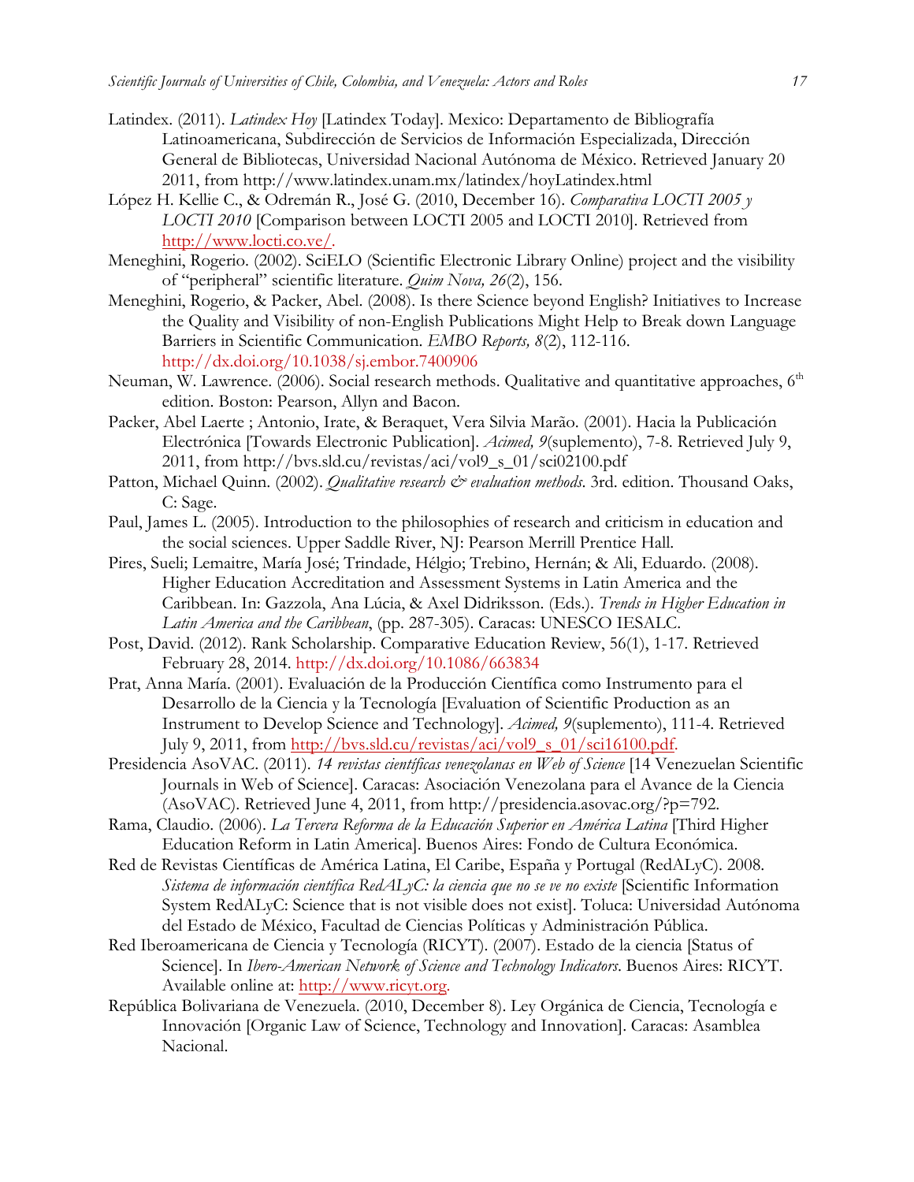Latindex. (2011). *Latindex Hoy* [Latindex Today]. Mexico: Departamento de Bibliografía Latinoamericana, Subdirección de Servicios de Información Especializada, Dirección General de Bibliotecas, Universidad Nacional Autónoma de México. Retrieved January 20 2011, from http://www.latindex.unam.mx/latindex/hoyLatindex.html

López H. Kellie C., & Odremán R., José G. (2010, December 16). *Comparativa LOCTI 2005 y LOCTI 2010* [Comparison between LOCTI 2005 and LOCTI 2010]. Retrieved from http://www.locti.co.ve/.

Meneghini, Rogerio. (2002). SciELO (Scientific Electronic Library Online) project and the visibility of "peripheral" scientific literature. *Quim Nova, 26*(2), 156.

Meneghini, Rogerio, & Packer, Abel. (2008). Is there Science beyond English? Initiatives to Increase the Quality and Visibility of non-English Publications Might Help to Break down Language Barriers in Scientific Communication. *EMBO Reports, 8*(2), 112-116. http://dx.doi.org/10.1038/sj.embor.7400906

Neuman, W. Lawrence. (2006). Social research methods. Qualitative and quantitative approaches, 6th edition. Boston: Pearson, Allyn and Bacon.

Packer, Abel Laerte ; Antonio, Irate, & Beraquet, Vera Silvia Marão. (2001). Hacia la Publicación Electrónica [Towards Electronic Publication]. *Acimed, 9*(suplemento), 7-8. Retrieved July 9, 2011, from http://bvs.sld.cu/revistas/aci/vol9_s_01/sci02100.pdf

Patton, Michael Quinn. (2002). *Qualitative research & evaluation methods*. 3rd. edition. Thousand Oaks, C: Sage.

Paul, James L. (2005). Introduction to the philosophies of research and criticism in education and the social sciences. Upper Saddle River, NJ: Pearson Merrill Prentice Hall.

Pires, Sueli; Lemaitre, María José; Trindade, Hélgio; Trebino, Hernán; & Ali, Eduardo. (2008). Higher Education Accreditation and Assessment Systems in Latin America and the Caribbean. In: Gazzola, Ana Lúcia, & Axel Didriksson. (Eds.). *Trends in Higher Education in Latin America and the Caribbean*, (pp. 287-305). Caracas: UNESCO IESALC.

Post, David. (2012). Rank Scholarship. Comparative Education Review, 56(1), 1-17. Retrieved February 28, 2014. http://dx.doi.org/10.1086/663834

Prat, Anna María. (2001). Evaluación de la Producción Científica como Instrumento para el Desarrollo de la Ciencia y la Tecnología [Evaluation of Scientific Production as an Instrument to Develop Science and Technology]. *Acimed, 9*(suplemento), 111-4. Retrieved July 9, 2011, from http://bvs.sld.cu/revistas/aci/vol9_s_01/sci16100.pdf.

Presidencia AsoVAC. (2011). *14 revistas científicas venezolanas en Web of Science* [14 Venezuelan Scientific Journals in Web of Science]. Caracas: Asociación Venezolana para el Avance de la Ciencia (AsoVAC). Retrieved June 4, 2011, from http://presidencia.asovac.org/?p=792.

Rama, Claudio. (2006). *La Tercera Reforma de la Educación Superior en América Latina* [Third Higher Education Reform in Latin America]. Buenos Aires: Fondo de Cultura Económica.

Red de Revistas Científicas de América Latina, El Caribe, España y Portugal (RedALyC). 2008. *Sistema de información científica RedALyC: la ciencia que no se ve no existe* [Scientific Information System RedALyC: Science that is not visible does not exist]. Toluca: Universidad Autónoma del Estado de México, Facultad de Ciencias Políticas y Administración Pública.

Red Iberoamericana de Ciencia y Tecnología (RICYT). (2007). Estado de la ciencia [Status of Science]. In *Ibero-American Network of Science and Technology Indicators*. Buenos Aires: RICYT. Available online at: http://www.ricyt.org.

República Bolivariana de Venezuela. (2010, December 8). Ley Orgánica de Ciencia, Tecnología e Innovación [Organic Law of Science, Technology and Innovation]. Caracas: Asamblea Nacional.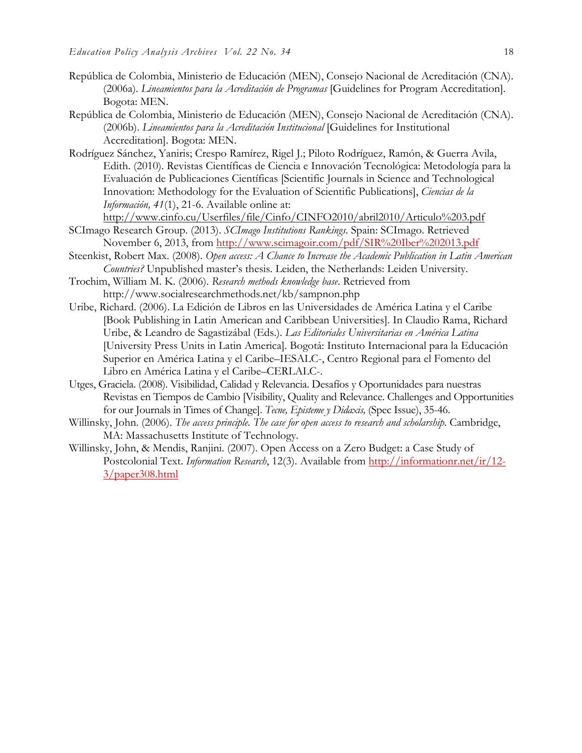República de Colombia, Ministerio de Educación (MEN), Consejo Nacional de Acreditación (CNA). (2006a). *Lineamientos para la Acreditación de Programas* [Guidelines for Program Accreditation]. Bogota: MEN.

República de Colombia, Ministerio de Educación (MEN), Consejo Nacional de Acreditación (CNA). (2006b). *Lineamientos para la Acreditación Institucional* [Guidelines for Institutional Accreditation]. Bogota: MEN.

Rodríguez Sánchez, Yaniris; Crespo Ramírez, Rigel J.; Piloto Rodríguez, Ramón, & Guerra Avila, Edith. (2010). Revistas Científicas de Ciencia e Innovación Tecnológica: Metodología para la Evaluación de Publicaciones Científicas [Scientific Journals in Science and Technological Innovation: Methodology for the Evaluation of Scientific Publications], *Ciencias de la Información, 41*(1), 21-6. Available online at: http://www.cinfo.cu/Userfiles/file/Cinfo/CINFO2010/abril2010/Articulo%203.pdf

SCImago Research Group. (2013). *SCImago Institutions Rankings*. Spain: SCImago. Retrieved November 6, 2013, from http://www.scimagoir.com/pdf/SIR%20Iber%202013.pdf

Steenkist, Robert Max. (2008). *Open access: A Chance to Increase the Academic Publication in Latin American Countries?* Unpublished master's thesis. Leiden, the Netherlands: Leiden University.

Trochim, William M. K. (2006). *Research methods knowledge base*. Retrieved from http://www.socialresearchmethods.net/kb/sampnon.php

Uribe, Richard. (2006). La Edición de Libros en las Universidades de América Latina y el Caribe [Book Publishing in Latin American and Caribbean Universities]. In Claudio Rama, Richard Uribe, & Leandro de Sagastizábal (Eds.). *Las Editoriales Universitarias en América Latina* [University Press Units in Latin America]. Bogotá: Instituto Internacional para la Educación Superior en América Latina y el Caribe–IESALC-, Centro Regional para el Fomento del Libro en América Latina y el Caribe–CERLALC-.

Utges, Graciela. (2008). Visibilidad, Calidad y Relevancia. Desafíos y Oportunidades para nuestras Revistas en Tiempos de Cambio [Visibility, Quality and Relevance. Challenges and Opportunities for our Journals in Times of Change]. *Tecne, Episteme y Didaxis,* (Spec Issue), 35-46.

Willinsky, John. (2006). *The access principle. The case for open access to research and scholarship.* Cambridge, MA: Massachusetts Institute of Technology.

Willinsky, John, & Mendis, Ranjini. (2007). Open Access on a Zero Budget: a Case Study of Postcolonial Text. *Information Research*, 12(3). Available from http://informationr.net/ir/12-3/paper308.html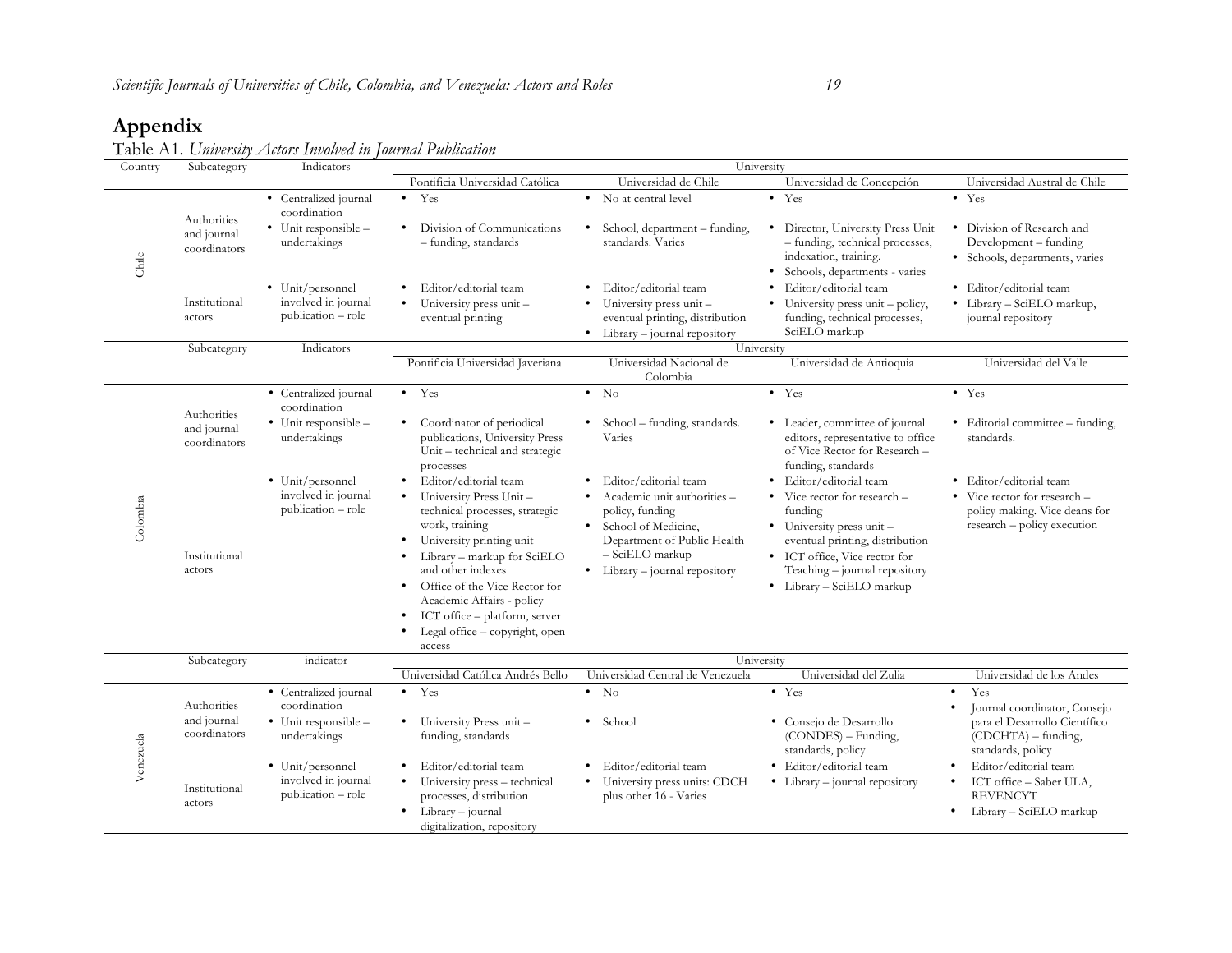## Appendix

Table A1. *University Actors Involved in Journal Publication*

| Country | Subcategory | Indicators | University | | | |
|---|---|---|---|---|---|---|
| | | | Pontificia Universidad Católica | Universidad de Chile | Universidad de Concepción | Universidad Austral de Chile |
| Chile | Authorities and journal coordinators | • Centralized journal coordination | • Yes | • No at central level | • Yes | • Yes |
| | | • Unit responsible – undertakings | • Division of Communications – funding, standards | • School, department – funding, standards. Varies | • Director, University Press Unit – funding, technical processes, indexation, training. • Schools, departments - varies | • Division of Research and Development – funding • Schools, departments, varies |
| | Institutional actors | • Unit/personnel involved in journal publication – role | • Editor/editorial team • University press unit – eventual printing | • Editor/editorial team • University press unit – eventual printing, distribution • Library – journal repository | • Editor/editorial team • University press unit – policy, funding, technical processes, SciELO markup | • Editor/editorial team • Library – SciELO markup, journal repository |
| | Subcategory | Indicators | University | | | |
| | | | Pontificia Universidad Javeriana | Universidad Nacional de Colombia | Universidad de Antioquia | Universidad del Valle |
| Colombia | Authorities and journal coordinators | • Centralized journal coordination | • Yes | • No | • Yes | • Yes |
| | | • Unit responsible – undertakings | • Coordinator of periodical publications, University Press Unit – technical and strategic processes | • School – funding, standards. Varies | • Leader, committee of journal editors, representative to office of Vice Rector for Research – funding, standards | • Editorial committee – funding, standards. |
| | Institutional actors | • Unit/personnel involved in journal publication – role | • Editor/editorial team • University Press Unit – technical processes, strategic work, training • University printing unit • Library – markup for SciELO and other indexes • Office of the Vice Rector for Academic Affairs - policy • ICT office – platform, server • Legal office – copyright, open access | • Editor/editorial team • Academic unit authorities – policy, funding • School of Medicine, Department of Public Health – SciELO markup • Library – journal repository | • Editor/editorial team • Vice rector for research – funding • University press unit – eventual printing, distribution • ICT office, Vice rector for Teaching – journal repository • Library – SciELO markup | • Editor/editorial team • Vice rector for research – policy making. Vice deans for research – policy execution |
| | Subcategory | indicator | University | | | |
| | | | Universidad Católica Andrés Bello | Universidad Central de Venezuela | Universidad del Zulia | Universidad de los Andes |
| Venezuela | Authorities and journal coordinators | • Centralized journal coordination | • Yes | • No | • Yes | • Yes |
| | | • Unit responsible – undertakings | • University Press unit – funding, standards | • School | • Consejo de Desarrollo (CONDES) – Funding, standards, policy | • Journal coordinator, Consejo para el Desarrollo Científico (CDCHTA) – funding, standards, policy |
| | Institutional actors | • Unit/personnel involved in journal publication – role | • Editor/editorial team • University press – technical processes, distribution • Library – journal digitalization, repository | • Editor/editorial team • University press units: CDCH plus other 16 - Varies | • Editor/editorial team • Library – journal repository | • Editor/editorial team • ICT office – Saber ULA, REVENCYT • Library – SciELO markup |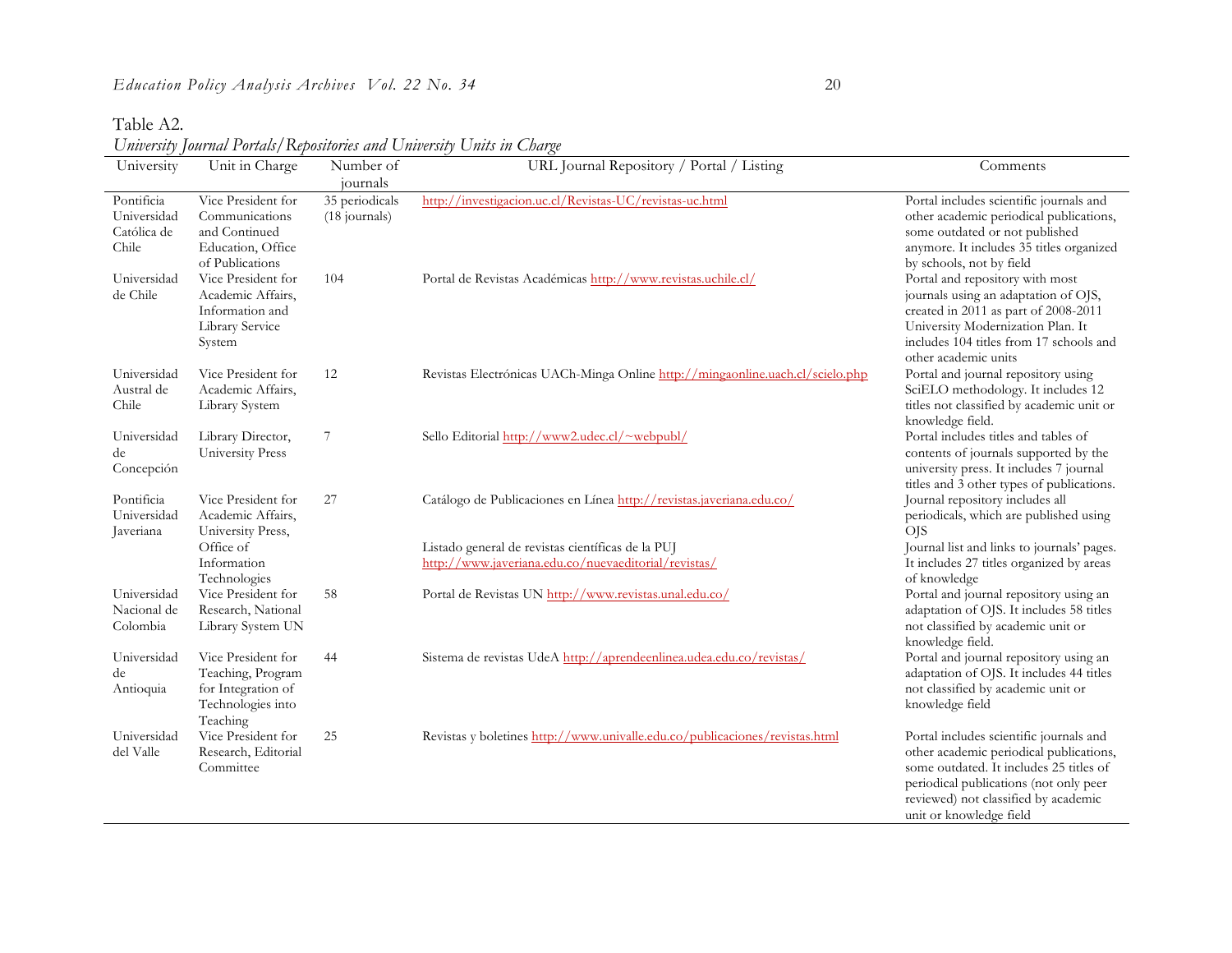Table A2.

*University Journal Portals/Repositories and University Units in Charge*

| University | Unit in Charge | Number of journals | URL Journal Repository / Portal / Listing | Comments |
|---|---|---|---|---|
| Pontificia Universidad Católica de Chile | Vice President for Communications and Continued Education, Office of Publications | 35 periodicals (18 journals) | http://investigacion.uc.cl/Revistas-UC/revistas-uc.html | Portal includes scientific journals and other academic periodical publications, some outdated or not published anymore. It includes 35 titles organized by schools, not by field |
| Universidad de Chile | Vice President for Academic Affairs, Information and Library Service System | 104 | Portal de Revistas Académicas http://www.revistas.uchile.cl/ | Portal and repository with most journals using an adaptation of OJS, created in 2011 as part of 2008-2011 University Modernization Plan. It includes 104 titles from 17 schools and other academic units |
| Universidad Austral de Chile | Vice President for Academic Affairs, Library System | 12 | Revistas Electrónicas UACh-Minga Online http://mingaonline.uach.cl/scielo.php | Portal and journal repository using SciELO methodology. It includes 12 titles not classified by academic unit or knowledge field. |
| Universidad de Concepción | Library Director, University Press | 7 | Sello Editorial http://www2.udec.cl/~webpubl/ | Portal includes titles and tables of contents of journals supported by the university press. It includes 7 journal titles and 3 other types of publications. |
| Pontificia Universidad Javeriana | Vice President for Academic Affairs, University Press, Office of Information Technologies | 27 | Catálogo de Publicaciones en Línea http://revistas.javeriana.edu.co/ | Journal repository includes all periodicals, which are published using OJS |
| | | | Listado general de revistas científicas de la PUJ http://www.javeriana.edu.co/nuevaeditorial/revistas/ | Journal list and links to journals' pages. It includes 27 titles organized by areas of knowledge |
| Universidad Nacional de Colombia | Vice President for Research, National Library System UN | 58 | Portal de Revistas UN http://www.revistas.unal.edu.co/ | Portal and journal repository using an adaptation of OJS. It includes 58 titles not classified by academic unit or knowledge field. |
| Universidad de Antioquia | Vice President for Teaching, Program for Integration of Technologies into Teaching | 44 | Sistema de revistas UdeA http://aprendeenlinea.udea.edu.co/revistas/ | Portal and journal repository using an adaptation of OJS. It includes 44 titles not classified by academic unit or knowledge field |
| Universidad del Valle | Vice President for Research, Editorial Committee | 25 | Revistas y boletines http://www.univalle.edu.co/publicaciones/revistas.html | Portal includes scientific journals and other academic periodical publications, some outdated. It includes 25 titles of periodical publications (not only peer reviewed) not classified by academic unit or knowledge field |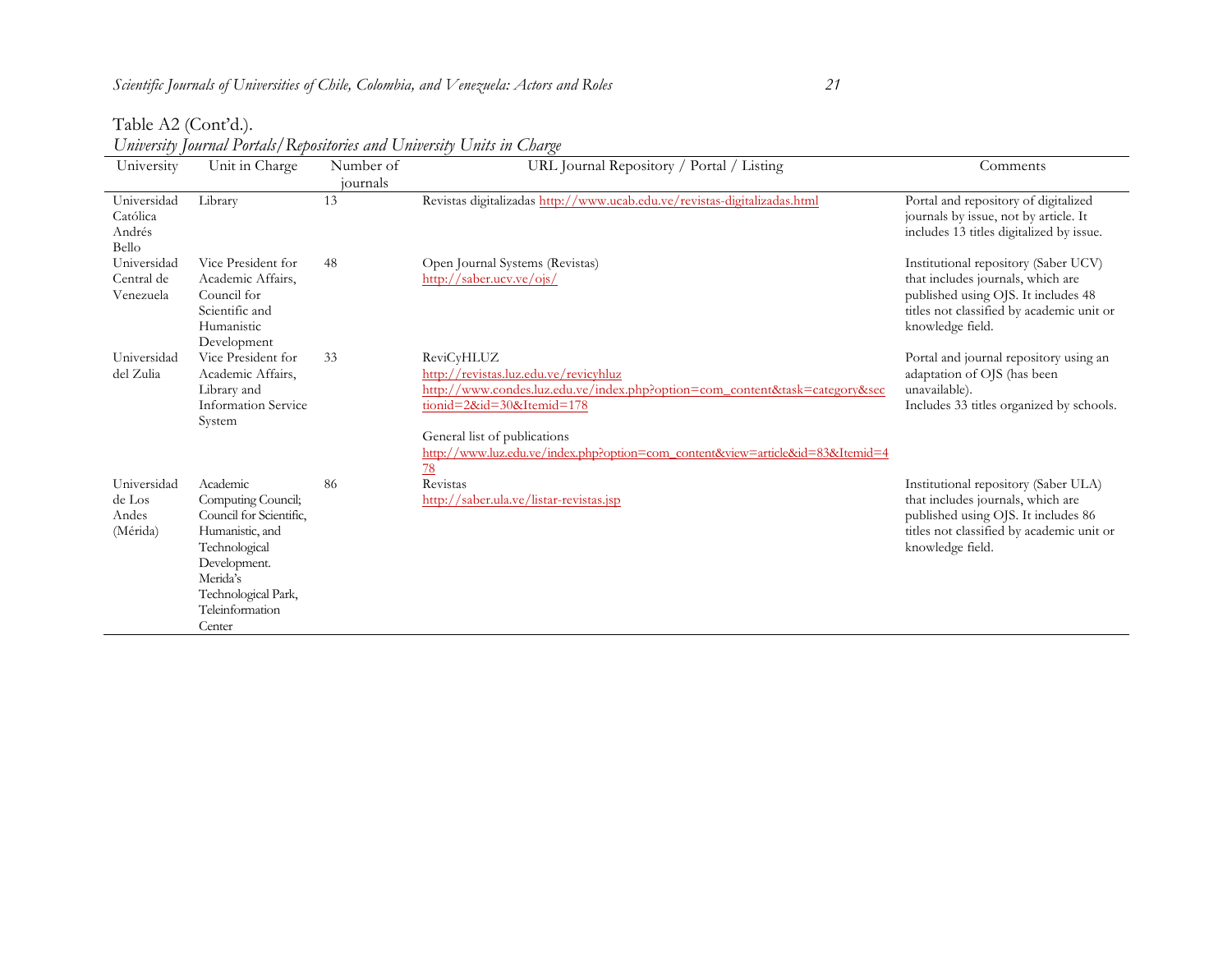Table A2 (Cont'd.).

*University Journal Portals/Repositories and University Units in Charge*

| University | Unit in Charge | Number of journals | URL Journal Repository / Portal / Listing | Comments |
|---|---|---|---|---|
| Universidad Católica Andrés Bello | Library | 13 | Revistas digitalizadas http://www.ucab.edu.ve/revistas-digitalizadas.html | Portal and repository of digitalized journals by issue, not by article. It includes 13 titles digitalized by issue. |
| Universidad Central de Venezuela | Vice President for Academic Affairs, Council for Scientific and Humanistic Development | 48 | Open Journal Systems (Revistas) http://saber.ucv.ve/ojs/ | Institutional repository (Saber UCV) that includes journals, which are published using OJS. It includes 48 titles not classified by academic unit or knowledge field. |
| Universidad del Zulia | Vice President for Academic Affairs, Library and Information Service System | 33 | ReviCyHLUZ http://revistas.luz.edu.ve/revicyhluz http://www.condes.luz.edu.ve/index.php?option=com_content&task=category&sectionid=2&id=30&Itemid=178 General list of publications http://www.luz.edu.ve/index.php?option=com_content&view=article&id=83&Itemid=478 | Portal and journal repository using an adaptation of OJS (has been unavailable). Includes 33 titles organized by schools. |
| Universidad de Los Andes (Mérida) | Academic Computing Council; Council for Scientific, Humanistic, and Technological Development. Merida's Technological Park, Teleinformation Center | 86 | Revistas http://saber.ula.ve/listar-revistas.jsp | Institutional repository (Saber ULA) that includes journals, which are published using OJS. It includes 86 titles not classified by academic unit or knowledge field. |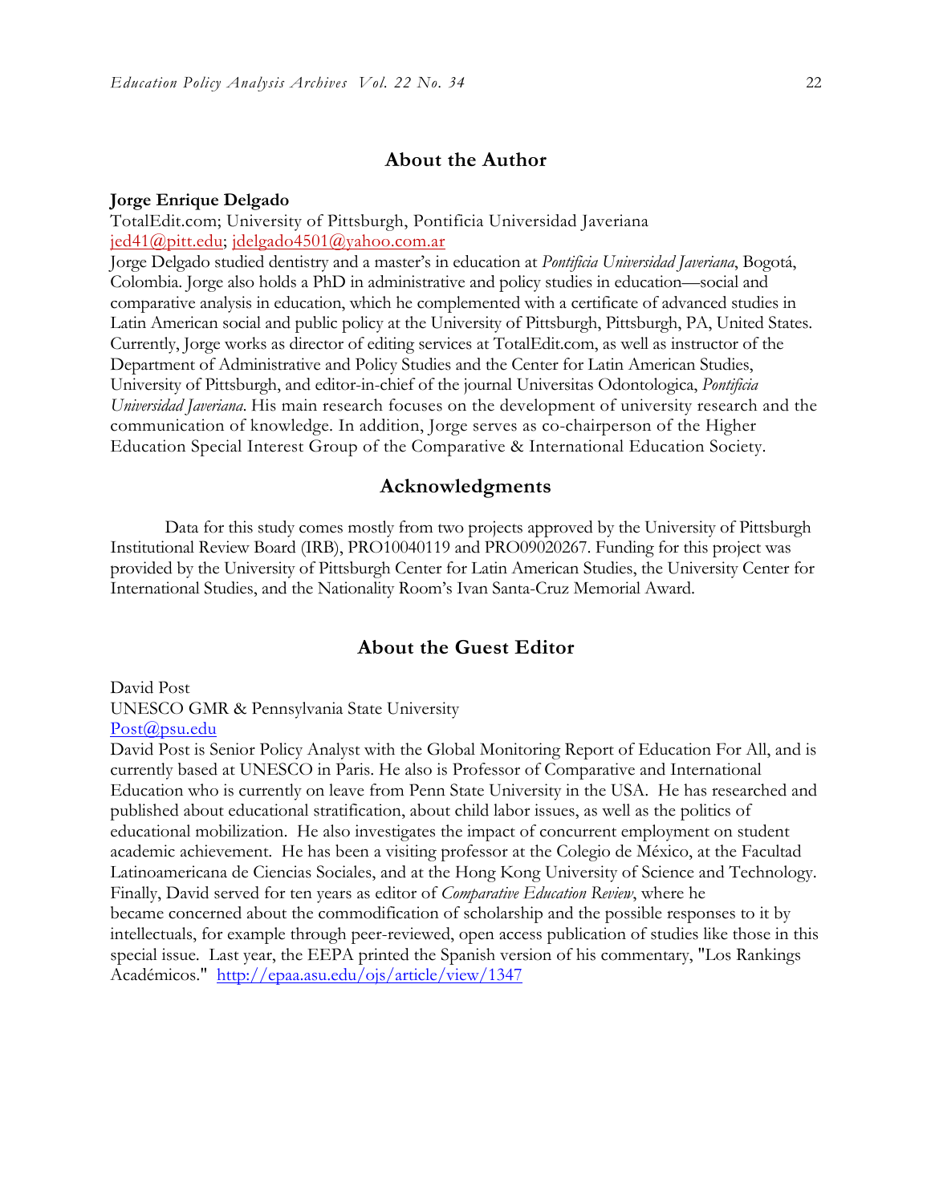## About the Author

**Jorge Enrique Delgado**
TotalEdit.com; University of Pittsburgh, Pontificia Universidad Javeriana
jed41@pitt.edu; jdelgado4501@yahoo.com.ar
Jorge Delgado studied dentistry and a master's in education at *Pontificia Universidad Javeriana*, Bogotá, Colombia. Jorge also holds a PhD in administrative and policy studies in education—social and comparative analysis in education, which he complemented with a certificate of advanced studies in Latin American social and public policy at the University of Pittsburgh, Pittsburgh, PA, United States. Currently, Jorge works as director of editing services at TotalEdit.com, as well as instructor of the Department of Administrative and Policy Studies and the Center for Latin American Studies, University of Pittsburgh, and editor-in-chief of the journal Universitas Odontologica, *Pontificia Universidad Javeriana*. His main research focuses on the development of university research and the communication of knowledge. In addition, Jorge serves as co-chairperson of the Higher Education Special Interest Group of the Comparative & International Education Society.

## Acknowledgments

Data for this study comes mostly from two projects approved by the University of Pittsburgh Institutional Review Board (IRB), PRO10040119 and PRO09020267. Funding for this project was provided by the University of Pittsburgh Center for Latin American Studies, the University Center for International Studies, and the Nationality Room's Ivan Santa-Cruz Memorial Award.

## About the Guest Editor

David Post
UNESCO GMR & Pennsylvania State University
Post@psu.edu
David Post is Senior Policy Analyst with the Global Monitoring Report of Education For All, and is currently based at UNESCO in Paris. He also is Professor of Comparative and International Education who is currently on leave from Penn State University in the USA. He has researched and published about educational stratification, about child labor issues, as well as the politics of educational mobilization. He also investigates the impact of concurrent employment on student academic achievement. He has been a visiting professor at the Colegio de México, at the Facultad Latinoamericana de Ciencias Sociales, and at the Hong Kong University of Science and Technology. Finally, David served for ten years as editor of *Comparative Education Review*, where he became concerned about the commodification of scholarship and the possible responses to it by intellectuals, for example through peer-reviewed, open access publication of studies like those in this special issue. Last year, the EEPA printed the Spanish version of his commentary, "Los Rankings Académicos." http://epaa.asu.edu/ojs/article/view/1347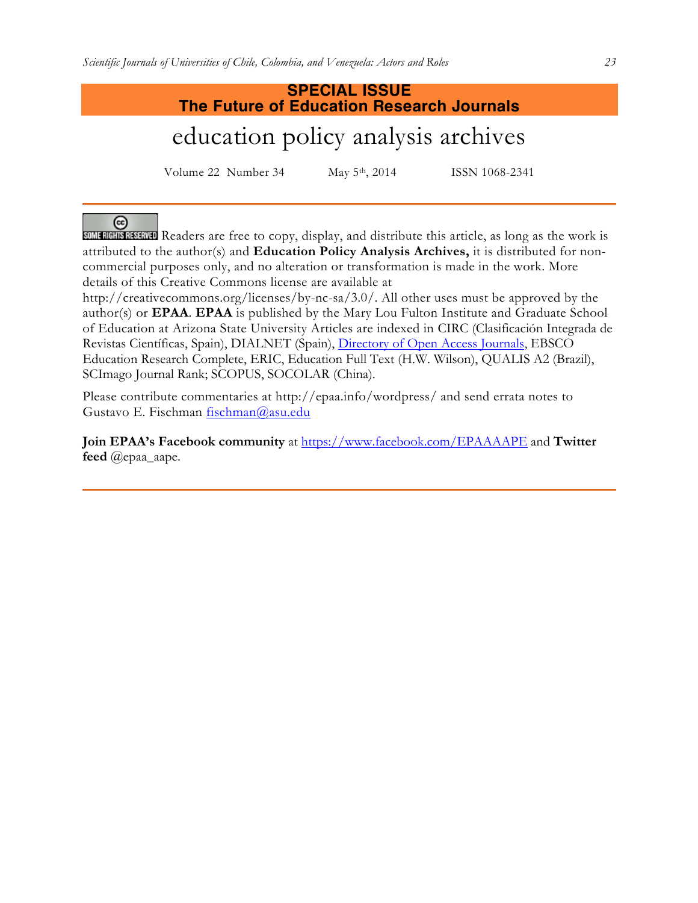**SPECIAL ISSUE**
**The Future of Education Research Journals**

# education policy analysis archives

Volume 22 Number 34 May 5th, 2014 ISSN 1068-2341

---

Readers are free to copy, display, and distribute this article, as long as the work is attributed to the author(s) and **Education Policy Analysis Archives,** it is distributed for non-commercial purposes only, and no alteration or transformation is made in the work. More details of this Creative Commons license are available at http://creativecommons.org/licenses/by-nc-sa/3.0/. All other uses must be approved by the author(s) or **EPAA**. **EPAA** is published by the Mary Lou Fulton Institute and Graduate School of Education at Arizona State University Articles are indexed in CIRC (Clasificación Integrada de Revistas Científicas, Spain), DIALNET (Spain), [Directory of Open Access Journals](), EBSCO Education Research Complete, ERIC, Education Full Text (H.W. Wilson), QUALIS A2 (Brazil), SCImago Journal Rank; SCOPUS, SOCOLAR (China).

Please contribute commentaries at http://epaa.info/wordpress/ and send errata notes to Gustavo E. Fischman fischman@asu.edu

**Join EPAA's Facebook community** at https://www.facebook.com/EPAAAAPE and **Twitter feed** @epaa_aape.

---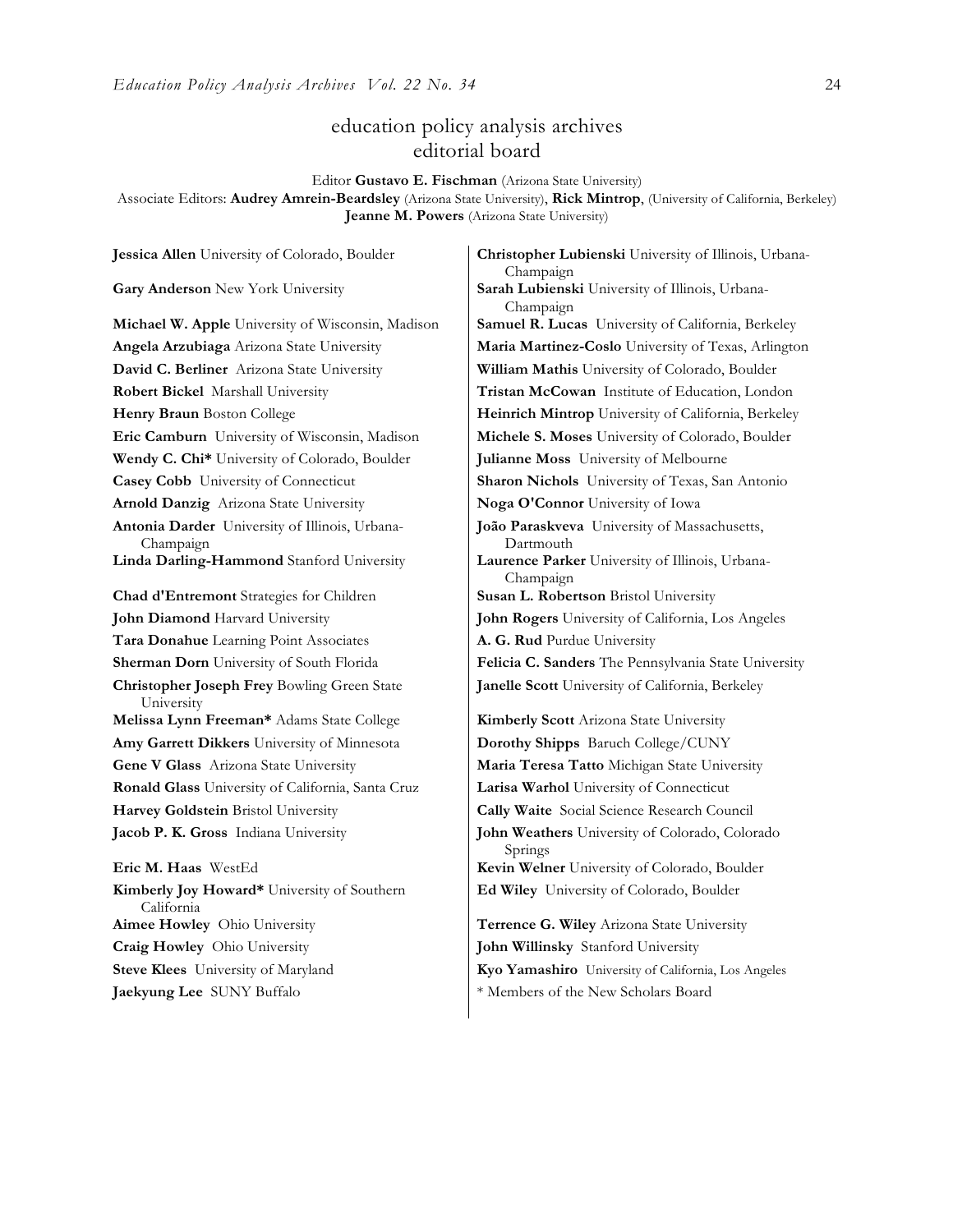# education policy analysis archives
## editorial board

Editor **Gustavo E. Fischman** (Arizona State University)
Associate Editors: **Audrey Amrein-Beardsley** (Arizona State University), **Rick Mintrop**, (University of California, Berkeley) **Jeanne M. Powers** (Arizona State University)

**Jessica Allen** University of Colorado, Boulder

**Gary Anderson** New York University

**Michael W. Apple** University of Wisconsin, Madison

**Angela Arzubiaga** Arizona State University

**David C. Berliner** Arizona State University

**Robert Bickel** Marshall University

**Henry Braun** Boston College

**Eric Camburn** University of Wisconsin, Madison

**Wendy C. Chi*** University of Colorado, Boulder

**Casey Cobb** University of Connecticut

**Arnold Danzig** Arizona State University

**Antonia Darder** University of Illinois, Urbana-Champaign

**Linda Darling-Hammond** Stanford University

**Chad d'Entremont** Strategies for Children

**John Diamond** Harvard University

**Tara Donahue** Learning Point Associates

**Sherman Dorn** University of South Florida

**Christopher Joseph Frey** Bowling Green State University

**Melissa Lynn Freeman*** Adams State College

**Amy Garrett Dikkers** University of Minnesota

**Gene V Glass** Arizona State University

**Ronald Glass** University of California, Santa Cruz

**Harvey Goldstein** Bristol University

**Jacob P. K. Gross** Indiana University

**Eric M. Haas** WestEd

**Kimberly Joy Howard*** University of Southern California

**Aimee Howley** Ohio University

**Craig Howley** Ohio University

**Steve Klees** University of Maryland

**Jaekyung Lee** SUNY Buffalo

**Christopher Lubienski** University of Illinois, Urbana-Champaign

**Sarah Lubienski** University of Illinois, Urbana-Champaign

**Samuel R. Lucas** University of California, Berkeley

**Maria Martinez-Coslo** University of Texas, Arlington

**William Mathis** University of Colorado, Boulder

**Tristan McCowan** Institute of Education, London

**Heinrich Mintrop** University of California, Berkeley

**Michele S. Moses** University of Colorado, Boulder

**Julianne Moss** University of Melbourne

**Sharon Nichols** University of Texas, San Antonio

**Noga O'Connor** University of Iowa

**João Paraskveva** University of Massachusetts, Dartmouth

**Laurence Parker** University of Illinois, Urbana-Champaign

**Susan L. Robertson** Bristol University

**John Rogers** University of California, Los Angeles

**A. G. Rud** Purdue University

**Felicia C. Sanders** The Pennsylvania State University

**Janelle Scott** University of California, Berkeley

**Kimberly Scott** Arizona State University

**Dorothy Shipps** Baruch College/CUNY

**Maria Teresa Tatto** Michigan State University

**Larisa Warhol** University of Connecticut

**Cally Waite** Social Science Research Council

**John Weathers** University of Colorado, Colorado Springs

**Kevin Welner** University of Colorado, Boulder

**Ed Wiley** University of Colorado, Boulder

**Terrence G. Wiley** Arizona State University

**John Willinsky** Stanford University

**Kyo Yamashiro** University of California, Los Angeles

\* Members of the New Scholars Board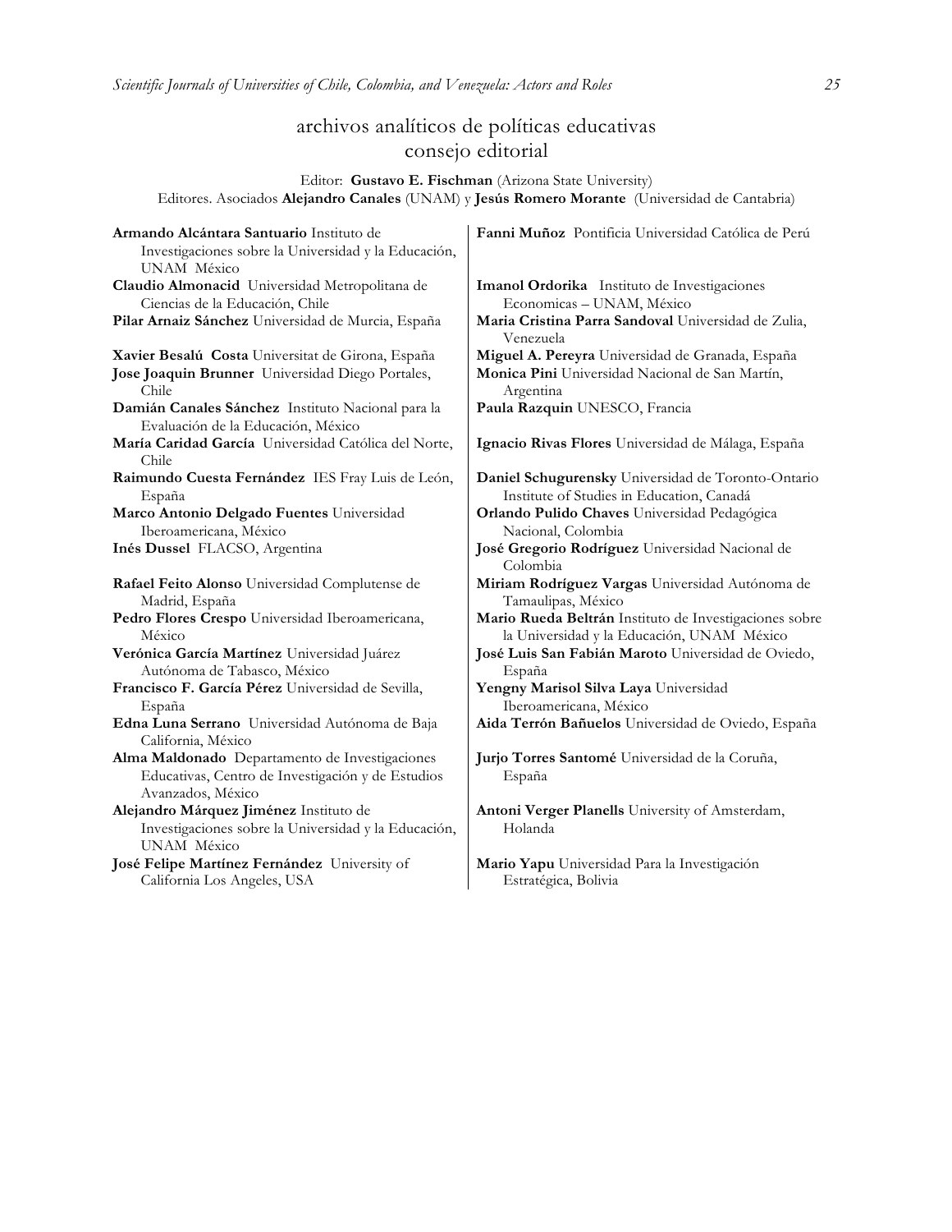## archivos analíticos de políticas educativas
## consejo editorial

Editor: **Gustavo E. Fischman** (Arizona State University)
Editores. Asociados **Alejandro Canales** (UNAM) y **Jesús Romero Morante** (Universidad de Cantabria)

**Armando Alcántara Santuario** Instituto de Investigaciones sobre la Universidad y la Educación, UNAM México

**Claudio Almonacid** Universidad Metropolitana de Ciencias de la Educación, Chile

**Pilar Arnaiz Sánchez** Universidad de Murcia, España

**Xavier Besalú Costa** Universitat de Girona, España

**Jose Joaquin Brunner** Universidad Diego Portales, Chile

**Damián Canales Sánchez** Instituto Nacional para la Evaluación de la Educación, México

**María Caridad García** Universidad Católica del Norte, Chile

**Raimundo Cuesta Fernández** IES Fray Luis de León, España

**Marco Antonio Delgado Fuentes** Universidad Iberoamericana, México

**Inés Dussel** FLACSO, Argentina

**Rafael Feito Alonso** Universidad Complutense de Madrid, España

**Pedro Flores Crespo** Universidad Iberoamericana, México

**Verónica García Martínez** Universidad Juárez Autónoma de Tabasco, México

**Francisco F. García Pérez** Universidad de Sevilla, España

**Edna Luna Serrano** Universidad Autónoma de Baja California, México

**Alma Maldonado** Departamento de Investigaciones Educativas, Centro de Investigación y de Estudios Avanzados, México

**Alejandro Márquez Jiménez** Instituto de Investigaciones sobre la Universidad y la Educación, UNAM México

**José Felipe Martínez Fernández** University of California Los Angeles, USA

**Fanni Muñoz** Pontificia Universidad Católica de Perú

**Imanol Ordorika** Instituto de Investigaciones Economicas – UNAM, México

**Maria Cristina Parra Sandoval** Universidad de Zulia, Venezuela

**Miguel A. Pereyra** Universidad de Granada, España

**Monica Pini** Universidad Nacional de San Martín, Argentina

**Paula Razquin** UNESCO, Francia

**Ignacio Rivas Flores** Universidad de Málaga, España

**Daniel Schugurensky** Universidad de Toronto-Ontario Institute of Studies in Education, Canadá

**Orlando Pulido Chaves** Universidad Pedagógica Nacional, Colombia

**José Gregorio Rodríguez** Universidad Nacional de Colombia

**Miriam Rodríguez Vargas** Universidad Autónoma de Tamaulipas, México

**Mario Rueda Beltrán** Instituto de Investigaciones sobre la Universidad y la Educación, UNAM México

**José Luis San Fabián Maroto** Universidad de Oviedo, España

**Yengny Marisol Silva Laya** Universidad Iberoamericana, México

**Aida Terrón Bañuelos** Universidad de Oviedo, España

**Jurjo Torres Santomé** Universidad de la Coruña, España

**Antoni Verger Planells** University of Amsterdam, Holanda

**Mario Yapu** Universidad Para la Investigación Estratégica, Bolivia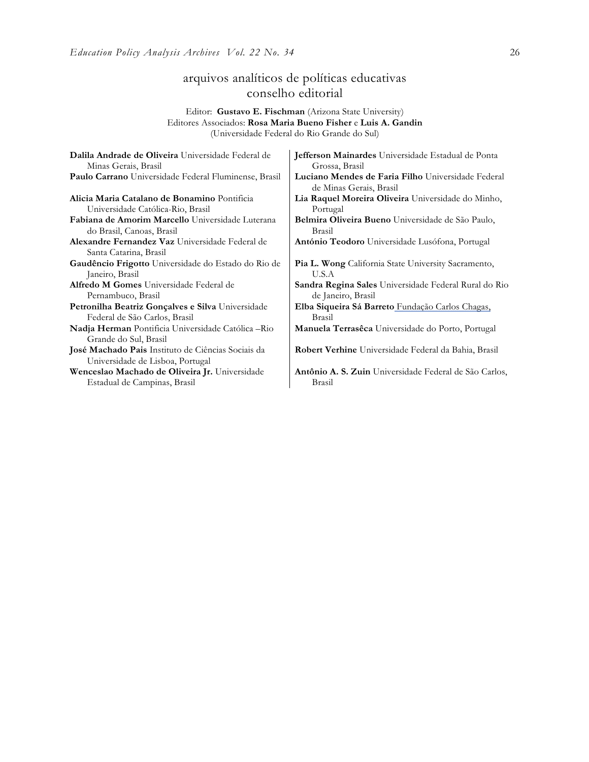# arquivos analíticos de políticas educativas
## conselho editorial

Editor: **Gustavo E. Fischman** (Arizona State University)
Editores Associados: **Rosa Maria Bueno Fisher** e **Luis A. Gandin** (Universidade Federal do Rio Grande do Sul)

**Dalila Andrade de Oliveira** Universidade Federal de Minas Gerais, Brasil

**Paulo Carrano** Universidade Federal Fluminense, Brasil

**Alicia Maria Catalano de Bonamino** Pontificia Universidade Católica-Rio, Brasil

**Fabiana de Amorim Marcello** Universidade Luterana do Brasil, Canoas, Brasil

**Alexandre Fernandez Vaz** Universidade Federal de Santa Catarina, Brasil

**Gaudêncio Frigotto** Universidade do Estado do Rio de Janeiro, Brasil

**Alfredo M Gomes** Universidade Federal de Pernambuco, Brasil

**Petronilha Beatriz Gonçalves e Silva** Universidade Federal de São Carlos, Brasil

**Nadja Herman** Pontificia Universidade Católica –Rio Grande do Sul, Brasil

**José Machado Pais** Instituto de Ciências Sociais da Universidade de Lisboa, Portugal

**Wenceslao Machado de Oliveira Jr.** Universidade Estadual de Campinas, Brasil

**Jefferson Mainardes** Universidade Estadual de Ponta Grossa, Brasil

**Luciano Mendes de Faria Filho** Universidade Federal de Minas Gerais, Brasil

**Lia Raquel Moreira Oliveira** Universidade do Minho, Portugal

**Belmira Oliveira Bueno** Universidade de São Paulo, Brasil

**António Teodoro** Universidade Lusófona, Portugal

**Pia L. Wong** California State University Sacramento, U.S.A

**Sandra Regina Sales** Universidade Federal Rural do Rio de Janeiro, Brasil

**Elba Siqueira Sá Barreto** Fundação Carlos Chagas, Brasil

**Manuela Terrasêca** Universidade do Porto, Portugal

**Robert Verhine** Universidade Federal da Bahia, Brasil

**Antônio A. S. Zuin** Universidade Federal de São Carlos, Brasil